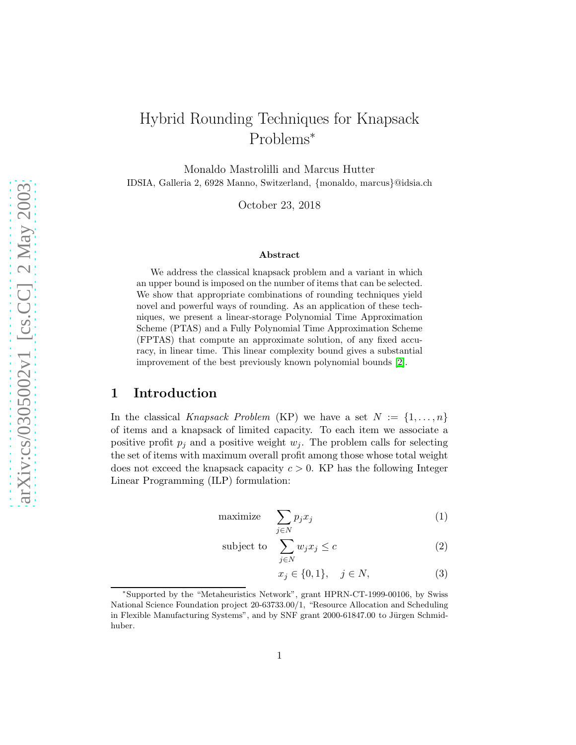# Hybrid Rounding Techniques for Knapsack Problems*

Monaldo Mastrolilli and Marcus Hutter

IDSIA, Galleria 2, 6928 Manno, Switzerland, {monaldo, marcus}@idsia.ch

October 23, 2018

**Abstract**

We address the classical knapsack problem and a variant in which an upper bound is imposed on the number of items that can be selected. We show that appropriate combinations of rounding techniques yield novel and powerful ways of rounding. As an application of these techniques, we present a linear-storage Polynomial Time Approximation Scheme (PTAS) and a Fully Polynomial Time Approximation Scheme (FPTAS) that compute an approximate solution, of any fixed accuracy, in linear time. This linear complexity bound gives a substantial improvement of the best previously known polynomial bounds [2].

## 1 Introduction

In the classical *Knapsack Problem* (KP) we have a set $N := \{1, \ldots, n\}$ of items and a knapsack of limited capacity. To each item we associate a positive profit $p_j$ and a positive weight $w_j$. The problem calls for selecting the set of items with maximum overall profit among those whose total weight does not exceed the knapsack capacity $c > 0$. KP has the following Integer Linear Programming (ILP) formulation:

$$\text{maximize} \quad \sum_{j \in N} p_j x_j \tag{1}$$

$$\text{subject to} \quad \sum_{j \in N} w_j x_j \leq c \tag{2}$$

$$x_j \in \{0, 1\}, \quad j \in N, \tag{3}$$

*Supported by the "Metaheuristics Network", grant HPRN-CT-1999-00106, by Swiss National Science Foundation project 20-63733.00/1, "Resource Allocation and Scheduling in Flexible Manufacturing Systems", and by SNF grant 2000-61847.00 to Jürgen Schmidhuber.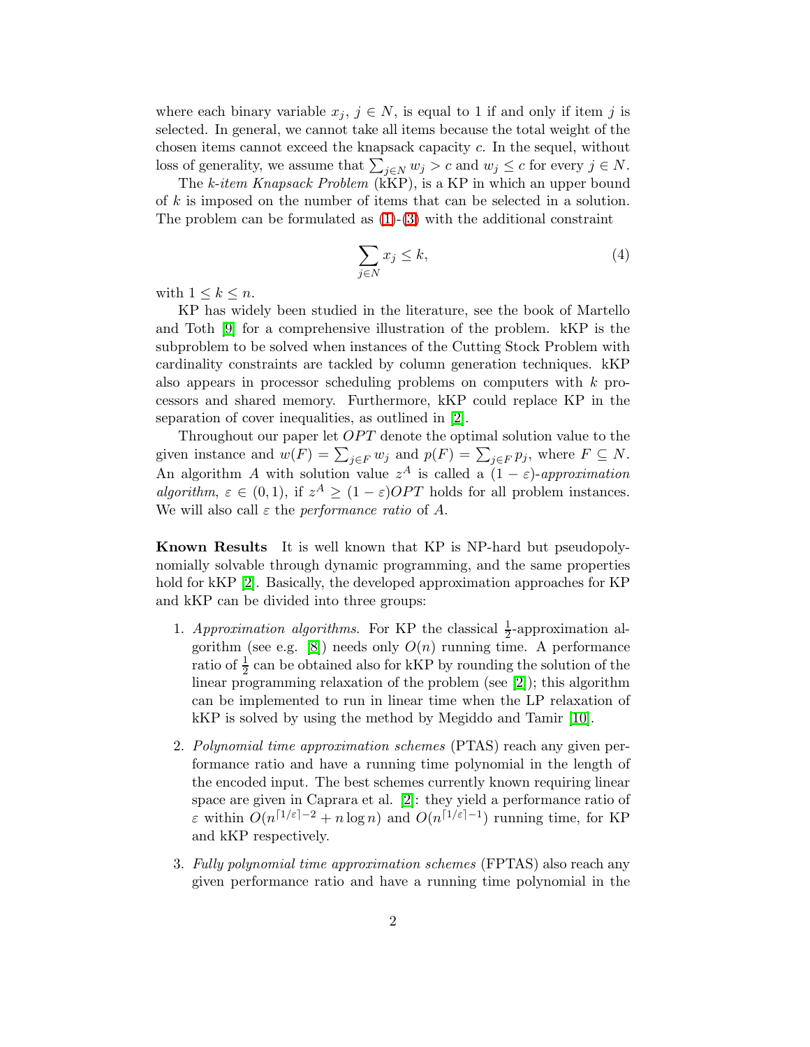where each binary variable $x_j$, $j \in N$, is equal to 1 if and only if item $j$ is selected. In general, we cannot take all items because the total weight of the chosen items cannot exceed the knapsack capacity $c$. In the sequel, without loss of generality, we assume that $\sum_{j \in N} w_j > c$ and $w_j \leq c$ for every $j \in N$.

The *k-item Knapsack Problem* (kKP), is a KP in which an upper bound of $k$ is imposed on the number of items that can be selected in a solution. The problem can be formulated as (1)-(3) with the additional constraint

$$\sum_{j \in N} x_j \leq k, \tag{4}$$

with $1 \leq k \leq n$.

KP has widely been studied in the literature, see the book of Martello and Toth [9] for a comprehensive illustration of the problem. kKP is the subproblem to be solved when instances of the Cutting Stock Problem with cardinality constraints are tackled by column generation techniques. kKP also appears in processor scheduling problems on computers with $k$ processors and shared memory. Furthermore, kKP could replace KP in the separation of cover inequalities, as outlined in [2].

Throughout our paper let $OPT$ denote the optimal solution value to the given instance and $w(F) = \sum_{j \in F} w_j$ and $p(F) = \sum_{j \in F} p_j$, where $F \subseteq N$. An algorithm $A$ with solution value $z^A$ is called a $(1-\varepsilon)$-*approximation algorithm*, $\varepsilon \in (0,1)$, if $z^A \geq (1-\varepsilon)OPT$ holds for all problem instances. We will also call $\varepsilon$ the *performance ratio* of $A$.

**Known Results** It is well known that KP is NP-hard but pseudopolynomially solvable through dynamic programming, and the same properties hold for kKP [2]. Basically, the developed approximation approaches for KP and kKP can be divided into three groups:

1. *Approximation algorithms*. For KP the classical $\frac{1}{2}$-approximation algorithm (see e.g. [8]) needs only $O(n)$ running time. A performance ratio of $\frac{1}{2}$ can be obtained also for kKP by rounding the solution of the linear programming relaxation of the problem (see [2]); this algorithm can be implemented to run in linear time when the LP relaxation of kKP is solved by using the method by Megiddo and Tamir [10].

2. *Polynomial time approximation schemes* (PTAS) reach any given performance ratio and have a running time polynomial in the length of the encoded input. The best schemes currently known requiring linear space are given in Caprara et al. [2]: they yield a performance ratio of $\varepsilon$ within $O(n^{\lceil 1/\varepsilon \rceil - 2} + n \log n)$ and $O(n^{\lceil 1/\varepsilon \rceil - 1})$ running time, for KP and kKP respectively.

3. *Fully polynomial time approximation schemes* (FPTAS) also reach any given performance ratio and have a running time polynomial in the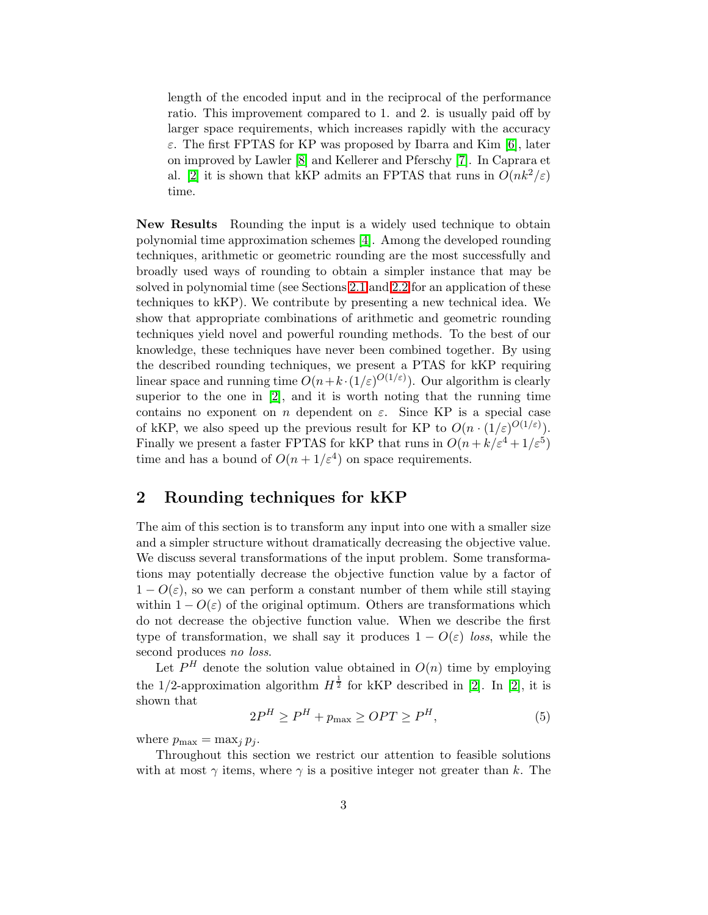length of the encoded input and in the reciprocal of the performance ratio. This improvement compared to 1. and 2. is usually paid off by larger space requirements, which increases rapidly with the accuracy $\varepsilon$. The first FPTAS for KP was proposed by Ibarra and Kim [6], later on improved by Lawler [8] and Kellerer and Pferschy [7]. In Caprara et al. [2] it is shown that kKP admits an FPTAS that runs in $O(nk^2/\varepsilon)$ time.

**New Results** Rounding the input is a widely used technique to obtain polynomial time approximation schemes [4]. Among the developed rounding techniques, arithmetic or geometric rounding are the most successfully and broadly used ways of rounding to obtain a simpler instance that may be solved in polynomial time (see Sections 2.1 and 2.2 for an application of these techniques to kKP). We contribute by presenting a new technical idea. We show that appropriate combinations of arithmetic and geometric rounding techniques yield novel and powerful rounding methods. To the best of our knowledge, these techniques have never been combined together. By using the described rounding techniques, we present a PTAS for kKP requiring linear space and running time $O(n+k\cdot(1/\varepsilon)^{O(1/\varepsilon)})$. Our algorithm is clearly superior to the one in [2], and it is worth noting that the running time contains no exponent on $n$ dependent on $\varepsilon$. Since KP is a special case of kKP, we also speed up the previous result for KP to $O(n\cdot(1/\varepsilon)^{O(1/\varepsilon)})$. Finally we present a faster FPTAS for kKP that runs in $O(n+k/\varepsilon^4+1/\varepsilon^5)$ time and has a bound of $O(n+1/\varepsilon^4)$ on space requirements.

## 2 Rounding techniques for kKP

The aim of this section is to transform any input into one with a smaller size and a simpler structure without dramatically decreasing the objective value. We discuss several transformations of the input problem. Some transformations may potentially decrease the objective function value by a factor of $1-O(\varepsilon)$, so we can perform a constant number of them while still staying within $1-O(\varepsilon)$ of the original optimum. Others are transformations which do not decrease the objective function value. When we describe the first type of transformation, we shall say it produces $1-O(\varepsilon)$ *loss*, while the second produces *no loss*.

Let $P^H$ denote the solution value obtained in $O(n)$ time by employing the 1/2-approximation algorithm $H^{\frac{1}{2}}$ for kKP described in [2]. In [2], it is shown that

$$2P^H \geq P^H + p_{\max} \geq OPT \geq P^H, \tag{5}$$

where $p_{\max} = \max_j p_j$.

Throughout this section we restrict our attention to feasible solutions with at most $\gamma$ items, where $\gamma$ is a positive integer not greater than $k$. The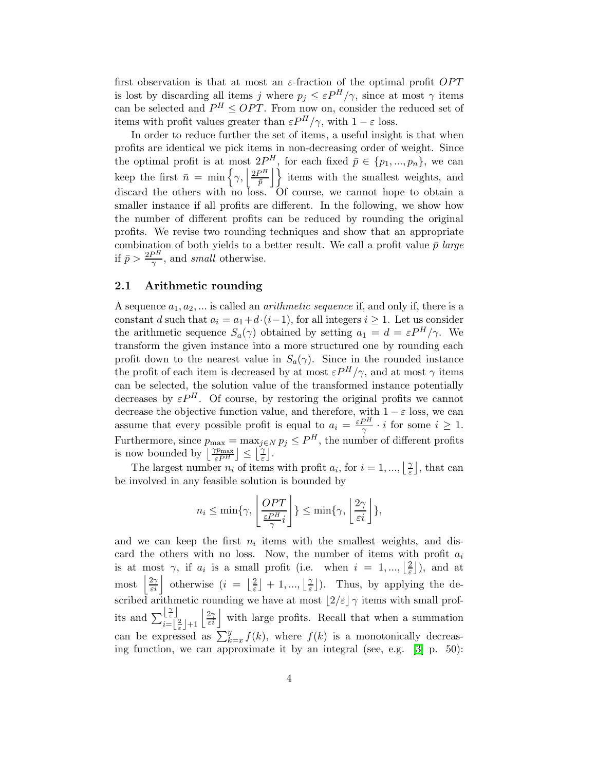first observation is that at most an $\varepsilon$-fraction of the optimal profit $OPT$ is lost by discarding all items $j$ where $p_j \leq \varepsilon P^H/\gamma$, since at most $\gamma$ items can be selected and $P^H \leq OPT$. From now on, consider the reduced set of items with profit values greater than $\varepsilon P^H/\gamma$, with $1-\varepsilon$ loss.

In order to reduce further the set of items, a useful insight is that when profits are identical we pick items in non-decreasing order of weight. Since the optimal profit is at most $2P^H$, for each fixed $\bar{p} \in \{p_1, ..., p_n\}$, we can keep the first $\bar{n} = \min\left\{\gamma, \left\lfloor \frac{2P^H}{\bar{p}} \right\rfloor\right\}$ items with the smallest weights, and discard the others with no loss. Of course, we cannot hope to obtain a smaller instance if all profits are different. In the following, we show how the number of different profits can be reduced by rounding the original profits. We revise two rounding techniques and show that an appropriate combination of both yields to a better result. We call a profit value $\bar{p}$ *large* if $\bar{p} > \frac{2P^H}{\gamma}$, and *small* otherwise.

## 2.1 Arithmetic rounding

A sequence $a_1, a_2, ...$ is called an *arithmetic sequence* if, and only if, there is a constant $d$ such that $a_i = a_1 + d \cdot (i-1)$, for all integers $i \geq 1$. Let us consider the arithmetic sequence $S_a(\gamma)$ obtained by setting $a_1 = d = \varepsilon P^H/\gamma$. We transform the given instance into a more structured one by rounding each profit down to the nearest value in $S_a(\gamma)$. Since in the rounded instance the profit of each item is decreased by at most $\varepsilon P^H/\gamma$, and at most $\gamma$ items can be selected, the solution value of the transformed instance potentially decreases by $\varepsilon P^H$. Of course, by restoring the original profits we cannot decrease the objective function value, and therefore, with $1-\varepsilon$ loss, we can assume that every possible profit is equal to $a_i = \frac{\varepsilon P^H}{\gamma} \cdot i$ for some $i \geq 1$. Furthermore, since $p_{\max} = \max_{j \in N} p_j \leq P^H$, the number of different profits is now bounded by $\left\lfloor \frac{\gamma p_{\max}}{\varepsilon P^H} \right\rfloor \leq \left\lfloor \frac{\gamma}{\varepsilon} \right\rfloor$.

The largest number $n_i$ of items with profit $a_i$, for $i = 1, ..., \left\lfloor \frac{\gamma}{\varepsilon} \right\rfloor$, that can be involved in any feasible solution is bounded by

$$n_i \leq \min\{\gamma, \left\lfloor \frac{OPT}{\frac{\varepsilon P^H}{\gamma} i} \right\rfloor\} \leq \min\{\gamma, \left\lfloor \frac{2\gamma}{\varepsilon i} \right\rfloor\},$$

and we can keep the first $n_i$ items with the smallest weights, and discard the others with no loss. Now, the number of items with profit $a_i$ is at most $\gamma$, if $a_i$ is a small profit (i.e. when $i = 1, ..., \left\lfloor \frac{2}{\varepsilon} \right\rfloor$), and at most $\left\lfloor \frac{2\gamma}{\varepsilon i} \right\rfloor$ otherwise ($i = \left\lfloor \frac{2}{\varepsilon} \right\rfloor + 1, ..., \left\lfloor \frac{\gamma}{\varepsilon} \right\rfloor$). Thus, by applying the described arithmetic rounding we have at most $\lfloor 2/\varepsilon \rfloor \gamma$ items with small profits and $\sum_{i=\left\lfloor \frac{2}{\varepsilon} \right\rfloor + 1}^{\left\lfloor \frac{\gamma}{\varepsilon} \right\rfloor} \left\lfloor \frac{2\gamma}{\varepsilon i} \right\rfloor$ with large profits. Recall that when a summation can be expressed as $\sum_{k=x}^{y} f(k)$, where $f(k)$ is a monotonically decreasing function, we can approximate it by an integral (see, e.g. [3] p. 50):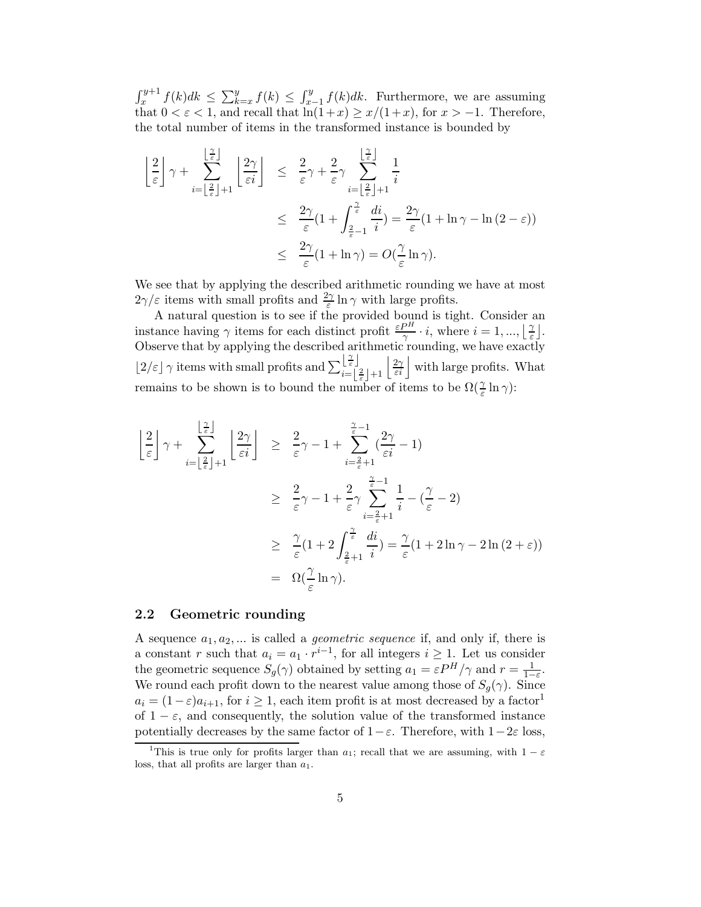$\int_x^{y+1} f(k)dk \leq \sum_{k=x}^{y} f(k) \leq \int_{x-1}^{y} f(k)dk$. Furthermore, we are assuming that $0 < \varepsilon < 1$, and recall that $\ln(1+x) \geq x/(1+x)$, for $x > -1$. Therefore, the total number of items in the transformed instance is bounded by

$$
\begin{aligned}
\left\lfloor \frac{2}{\varepsilon} \right\rfloor \gamma + \sum_{i=\left\lfloor \frac{2}{\varepsilon} \right\rfloor + 1}^{\left\lfloor \frac{\gamma}{\varepsilon} \right\rfloor} \left\lfloor \frac{2\gamma}{\varepsilon i} \right\rfloor &\leq \frac{2}{\varepsilon}\gamma + \frac{2}{\varepsilon}\gamma \sum_{i=\left\lfloor \frac{2}{\varepsilon} \right\rfloor + 1}^{\left\lfloor \frac{\gamma}{\varepsilon} \right\rfloor} \frac{1}{i} \\
&\leq \frac{2\gamma}{\varepsilon}\left(1 + \int_{\frac{2}{\varepsilon}-1}^{\frac{\gamma}{\varepsilon}} \frac{di}{i}\right) = \frac{2\gamma}{\varepsilon}(1 + \ln \gamma - \ln(2-\varepsilon)) \\
&\leq \frac{2\gamma}{\varepsilon}(1 + \ln \gamma) = O\left(\frac{\gamma}{\varepsilon} \ln \gamma\right).
\end{aligned}
$$

We see that by applying the described arithmetic rounding we have at most $2\gamma/\varepsilon$ items with small profits and $\frac{2\gamma}{\varepsilon} \ln \gamma$ with large profits.

A natural question is to see if the provided bound is tight. Consider an instance having $\gamma$ items for each distinct profit $\frac{\varepsilon P^H}{\gamma} \cdot i$, where $i = 1, ..., \left\lfloor \frac{\gamma}{\varepsilon} \right\rfloor$. Observe that by applying the described arithmetic rounding, we have exactly $\lfloor 2/\varepsilon \rfloor \gamma$ items with small profits and $\sum_{i=\left\lfloor \frac{2}{\varepsilon} \right\rfloor + 1}^{\left\lfloor \frac{\gamma}{\varepsilon} \right\rfloor} \left\lfloor \frac{2\gamma}{\varepsilon i} \right\rfloor$ with large profits. What remains to be shown is to bound the number of items to be $\Omega(\frac{\gamma}{\varepsilon} \ln \gamma)$:

$$
\begin{aligned}
\left\lfloor \frac{2}{\varepsilon} \right\rfloor \gamma + \sum_{i=\left\lfloor \frac{2}{\varepsilon} \right\rfloor + 1}^{\left\lfloor \frac{\gamma}{\varepsilon} \right\rfloor} \left\lfloor \frac{2\gamma}{\varepsilon i} \right\rfloor &\geq \frac{2}{\varepsilon}\gamma - 1 + \sum_{i=\frac{2}{\varepsilon}+1}^{\frac{\gamma}{\varepsilon}-1} \left(\frac{2\gamma}{\varepsilon i} - 1\right) \\
&\geq \frac{2}{\varepsilon}\gamma - 1 + \frac{2}{\varepsilon}\gamma \sum_{i=\frac{2}{\varepsilon}+1}^{\frac{\gamma}{\varepsilon}-1} \frac{1}{i} - \left(\frac{\gamma}{\varepsilon} - 2\right) \\
&\geq \frac{\gamma}{\varepsilon}\left(1 + 2\int_{\frac{2}{\varepsilon}+1}^{\frac{\gamma}{\varepsilon}} \frac{di}{i}\right) = \frac{\gamma}{\varepsilon}(1 + 2\ln \gamma - 2\ln(2+\varepsilon)) \\
&= \Omega\left(\frac{\gamma}{\varepsilon} \ln \gamma\right).
\end{aligned}
$$

## 2.2 Geometric rounding

A sequence $a_1, a_2, ...$ is called a *geometric sequence* if, and only if, there is a constant $r$ such that $a_i = a_1 \cdot r^{i-1}$, for all integers $i \geq 1$. Let us consider the geometric sequence $S_g(\gamma)$ obtained by setting $a_1 = \varepsilon P^H/\gamma$ and $r = \frac{1}{1-\varepsilon}$. We round each profit down to the nearest value among those of $S_g(\gamma)$. Since $a_i = (1-\varepsilon)a_{i+1}$, for $i \geq 1$, each item profit is at most decreased by a factor[1] of $1 - \varepsilon$, and consequently, the solution value of the transformed instance potentially decreases by the same factor of $1-\varepsilon$. Therefore, with $1-2\varepsilon$ loss,

[1] This is true only for profits larger than $a_1$; recall that we are assuming, with $1 - \varepsilon$ loss, that all profits are larger than $a_1$.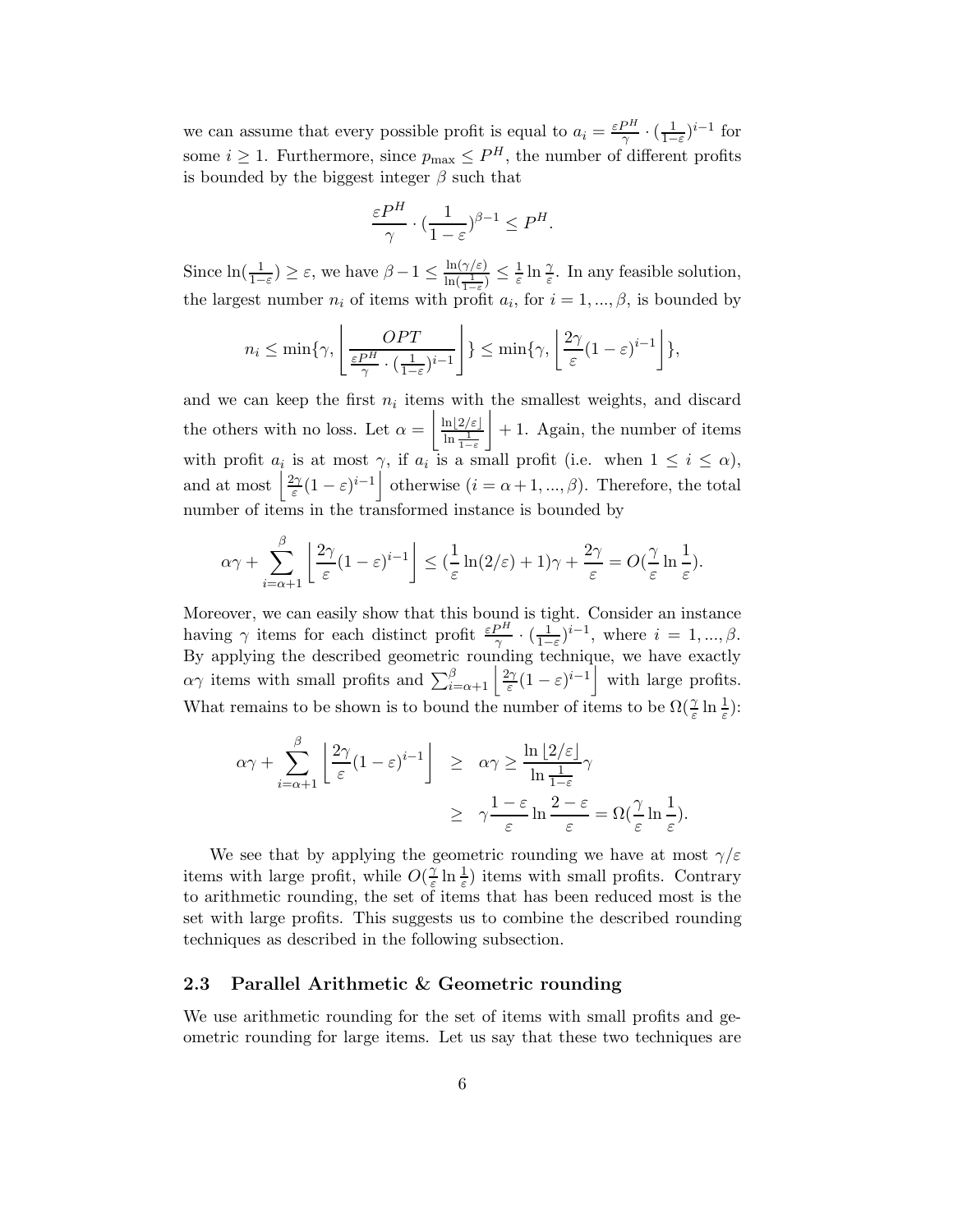we can assume that every possible profit is equal to $a_i = \frac{\varepsilon P^H}{\gamma} \cdot (\frac{1}{1-\varepsilon})^{i-1}$ for some $i \geq 1$. Furthermore, since $p_{\max} \leq P^H$, the number of different profits is bounded by the biggest integer $\beta$ such that

$$\frac{\varepsilon P^H}{\gamma} \cdot (\frac{1}{1-\varepsilon})^{\beta-1} \leq P^H.$$

Since $\ln(\frac{1}{1-\varepsilon}) \geq \varepsilon$, we have $\beta - 1 \leq \frac{\ln(\gamma/\varepsilon)}{\ln(\frac{1}{1-\varepsilon})} \leq \frac{1}{\varepsilon} \ln \frac{\gamma}{\varepsilon}$. In any feasible solution, the largest number $n_i$ of items with profit $a_i$, for $i = 1, ..., \beta$, is bounded by

$$n_i \leq \min\{\gamma, \left\lfloor \frac{OPT}{\frac{\varepsilon P^H}{\gamma} \cdot (\frac{1}{1-\varepsilon})^{i-1}} \right\rfloor\} \leq \min\{\gamma, \left\lfloor \frac{2\gamma}{\varepsilon}(1-\varepsilon)^{i-1} \right\rfloor\},$$

and we can keep the first $n_i$ items with the smallest weights, and discard the others with no loss. Let $\alpha = \left\lfloor \frac{\ln\lfloor 2/\varepsilon \rfloor}{\ln \frac{1}{1-\varepsilon}} \right\rfloor + 1$. Again, the number of items with profit $a_i$ is at most $\gamma$, if $a_i$ is a small profit (i.e. when $1 \leq i \leq \alpha$), and at most $\left\lfloor \frac{2\gamma}{\varepsilon}(1-\varepsilon)^{i-1} \right\rfloor$ otherwise ($i = \alpha + 1, ..., \beta$). Therefore, the total number of items in the transformed instance is bounded by

$$\alpha\gamma + \sum_{i=\alpha+1}^{\beta} \left\lfloor \frac{2\gamma}{\varepsilon}(1-\varepsilon)^{i-1} \right\rfloor \leq (\frac{1}{\varepsilon}\ln(2/\varepsilon) + 1)\gamma + \frac{2\gamma}{\varepsilon} = O(\frac{\gamma}{\varepsilon} \ln \frac{1}{\varepsilon}).$$

Moreover, we can easily show that this bound is tight. Consider an instance having $\gamma$ items for each distinct profit $\frac{\varepsilon P^H}{\gamma} \cdot (\frac{1}{1-\varepsilon})^{i-1}$, where $i = 1, ..., \beta$. By applying the described geometric rounding technique, we have exactly $\alpha\gamma$ items with small profits and $\sum_{i=\alpha+1}^{\beta} \left\lfloor \frac{2\gamma}{\varepsilon}(1-\varepsilon)^{i-1} \right\rfloor$ with large profits. What remains to be shown is to bound the number of items to be $\Omega(\frac{\gamma}{\varepsilon} \ln \frac{1}{\varepsilon})$:

$$\begin{aligned}
\alpha\gamma + \sum_{i=\alpha+1}^{\beta} \left\lfloor \frac{2\gamma}{\varepsilon}(1-\varepsilon)^{i-1} \right\rfloor &\geq \alpha\gamma \geq \frac{\ln\lfloor 2/\varepsilon \rfloor}{\ln \frac{1}{1-\varepsilon}}\gamma \\
&\geq \gamma \frac{1-\varepsilon}{\varepsilon} \ln \frac{2-\varepsilon}{\varepsilon} = \Omega(\frac{\gamma}{\varepsilon} \ln \frac{1}{\varepsilon}).
\end{aligned}$$

We see that by applying the geometric rounding we have at most $\gamma/\varepsilon$ items with large profit, while $O(\frac{\gamma}{\varepsilon} \ln \frac{1}{\varepsilon})$ items with small profits. Contrary to arithmetic rounding, the set of items that has been reduced most is the set with large profits. This suggests us to combine the described rounding techniques as described in the following subsection.

### 2.3 Parallel Arithmetic & Geometric rounding

We use arithmetic rounding for the set of items with small profits and geometric rounding for large items. Let us say that these two techniques are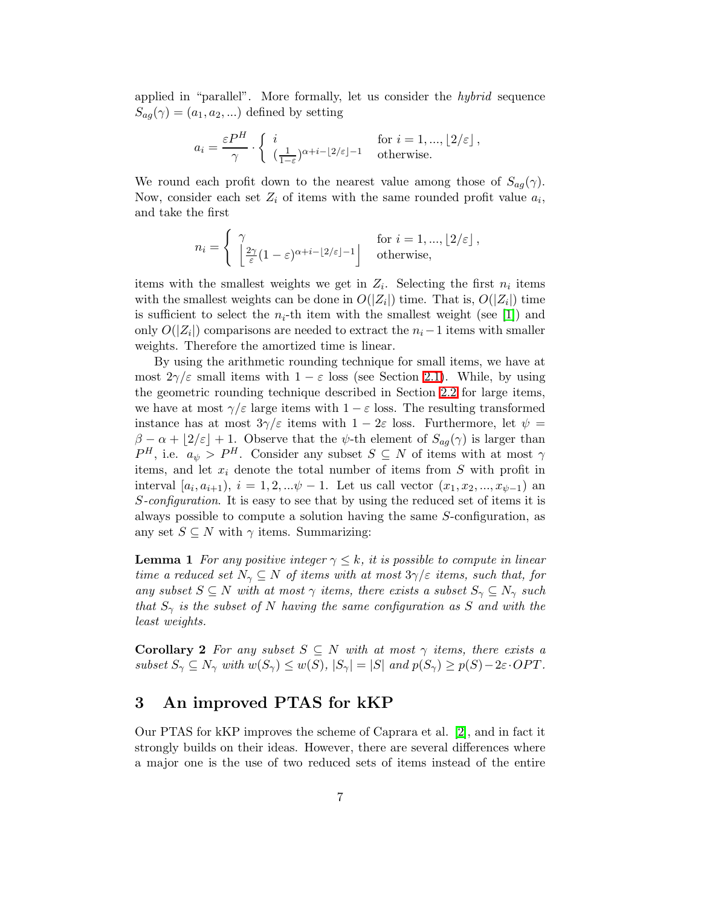applied in "parallel". More formally, let us consider the *hybrid* sequence $S_{ag}(\gamma) = (a_1, a_2, ...)$ defined by setting

$$a_i = \frac{\varepsilon P^H}{\gamma} \cdot \begin{cases} i & \text{for } i = 1, ..., \lfloor 2/\varepsilon \rfloor, \\ (\frac{1}{1-\varepsilon})^{\alpha+i-\lfloor 2/\varepsilon \rfloor -1} & \text{otherwise.} \end{cases}$$

We round each profit down to the nearest value among those of $S_{ag}(\gamma)$. Now, consider each set $Z_i$ of items with the same rounded profit value $a_i$, and take the first

$$n_i = \begin{cases} \gamma & \text{for } i = 1, ..., \lfloor 2/\varepsilon \rfloor, \\ \left\lfloor \frac{2\gamma}{\varepsilon}(1-\varepsilon)^{\alpha+i-\lfloor 2/\varepsilon \rfloor -1} \right\rfloor & \text{otherwise,} \end{cases}$$

items with the smallest weights we get in $Z_i$. Selecting the first $n_i$ items with the smallest weights can be done in $O(|Z_i|)$ time. That is, $O(|Z_i|)$ time is sufficient to select the $n_i$-th item with the smallest weight (see [1]) and only $O(|Z_i|)$ comparisons are needed to extract the $n_i - 1$ items with smaller weights. Therefore the amortized time is linear.

By using the arithmetic rounding technique for small items, we have at most $2\gamma/\varepsilon$ small items with $1 - \varepsilon$ loss (see Section 2.1). While, by using the geometric rounding technique described in Section 2.2 for large items, we have at most $\gamma/\varepsilon$ large items with $1 - \varepsilon$ loss. The resulting transformed instance has at most $3\gamma/\varepsilon$ items with $1 - 2\varepsilon$ loss. Furthermore, let $\psi = \beta - \alpha + \lfloor 2/\varepsilon \rfloor + 1$. Observe that the $\psi$-th element of $S_{ag}(\gamma)$ is larger than $P^H$, i.e. $a_\psi > P^H$. Consider any subset $S \subseteq N$ of items with at most $\gamma$ items, and let $x_i$ denote the total number of items from $S$ with profit in interval $[a_i, a_{i+1})$, $i = 1, 2, ...\psi - 1$. Let us call vector $(x_1, x_2, ..., x_{\psi-1})$ an *S-configuration*. It is easy to see that by using the reduced set of items it is always possible to compute a solution having the same $S$-configuration, as any set $S \subseteq N$ with $\gamma$ items. Summarizing:

**Lemma 1** *For any positive integer $\gamma \leq k$, it is possible to compute in linear time a reduced set $N_\gamma \subseteq N$ of items with at most $3\gamma/\varepsilon$ items, such that, for any subset $S \subseteq N$ with at most $\gamma$ items, there exists a subset $S_\gamma \subseteq N_\gamma$ such that $S_\gamma$ is the subset of $N$ having the same configuration as $S$ and with the least weights.*

**Corollary 2** *For any subset $S \subseteq N$ with at most $\gamma$ items, there exists a subset $S_\gamma \subseteq N_\gamma$ with $w(S_\gamma) \leq w(S)$, $|S_\gamma| = |S|$ and $p(S_\gamma) \geq p(S) - 2\varepsilon \cdot OPT$.*

# 3 An improved PTAS for kKP

Our PTAS for kKP improves the scheme of Caprara et al. [2], and in fact it strongly builds on their ideas. However, there are several differences where a major one is the use of two reduced sets of items instead of the entire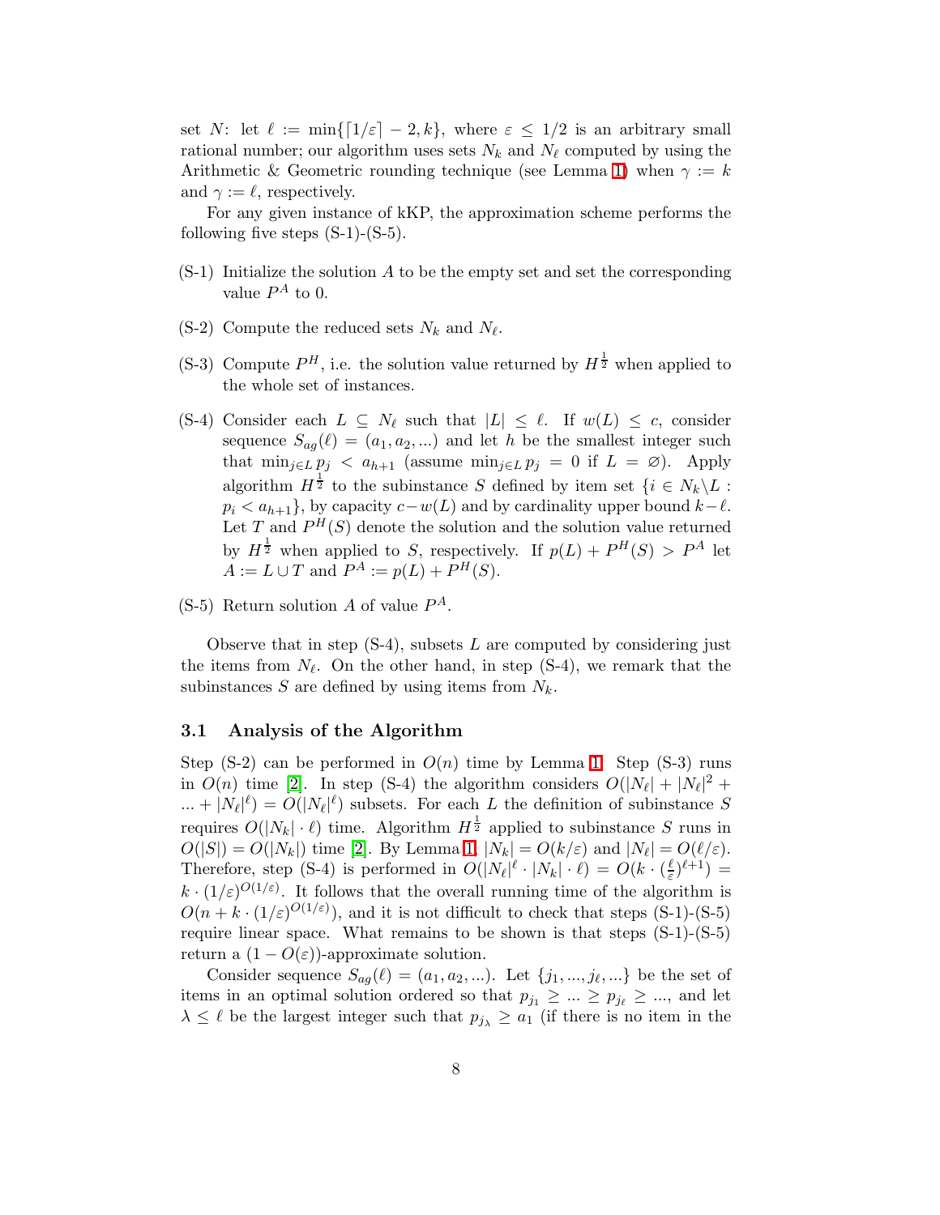set $N$: let $\ell := \min\{\lceil 1/\varepsilon \rceil - 2, k\}$, where $\varepsilon \leq 1/2$ is an arbitrary small rational number; our algorithm uses sets $N_k$ and $N_\ell$ computed by using the Arithmetic & Geometric rounding technique (see Lemma 1) when $\gamma := k$ and $\gamma := \ell$, respectively.

For any given instance of kKP, the approximation scheme performs the following five steps (S-1)-(S-5).

(S-1) Initialize the solution $A$ to be the empty set and set the corresponding value $P^A$ to 0.

(S-2) Compute the reduced sets $N_k$ and $N_\ell$.

(S-3) Compute $P^H$, i.e. the solution value returned by $H^{\frac{1}{2}}$ when applied to the whole set of instances.

(S-4) Consider each $L \subseteq N_\ell$ such that $|L| \leq \ell$. If $w(L) \leq c$, consider sequence $S_{ag}(\ell) = (a_1, a_2, ...)$ and let $h$ be the smallest integer such that $\min_{j \in L} p_j < a_{h+1}$ (assume $\min_{j \in L} p_j = 0$ if $L = \varnothing$). Apply algorithm $H^{\frac{1}{2}}$ to the subinstance $S$ defined by item set $\{i \in N_k \backslash L : p_i < a_{h+1}\}$, by capacity $c - w(L)$ and by cardinality upper bound $k - \ell$. Let $T$ and $P^H(S)$ denote the solution and the solution value returned by $H^{\frac{1}{2}}$ when applied to $S$, respectively. If $p(L) + P^H(S) > P^A$ let $A := L \cup T$ and $P^A := p(L) + P^H(S)$.

(S-5) Return solution $A$ of value $P^A$.

Observe that in step (S-4), subsets $L$ are computed by considering just the items from $N_\ell$. On the other hand, in step (S-4), we remark that the subinstances $S$ are defined by using items from $N_k$.

### 3.1 Analysis of the Algorithm

Step (S-2) can be performed in $O(n)$ time by Lemma 1. Step (S-3) runs in $O(n)$ time [2]. In step (S-4) the algorithm considers $O(|N_\ell| + |N_\ell|^2 + ... + |N_\ell|^\ell) = O(|N_\ell|^\ell)$ subsets. For each $L$ the definition of subinstance $S$ requires $O(|N_k| \cdot \ell)$ time. Algorithm $H^{\frac{1}{2}}$ applied to subinstance $S$ runs in $O(|S|) = O(|N_k|)$ time [2]. By Lemma 1, $|N_k| = O(k/\varepsilon)$ and $|N_\ell| = O(\ell/\varepsilon)$. Therefore, step (S-4) is performed in $O(|N_\ell|^\ell \cdot |N_k| \cdot \ell) = O(k \cdot (\frac{\ell}{\varepsilon})^{\ell+1}) = k \cdot (1/\varepsilon)^{O(1/\varepsilon)}$. It follows that the overall running time of the algorithm is $O(n + k \cdot (1/\varepsilon)^{O(1/\varepsilon)})$, and it is not difficult to check that steps (S-1)-(S-5) require linear space. What remains to be shown is that steps (S-1)-(S-5) return a $(1 - O(\varepsilon))$-approximate solution.

Consider sequence $S_{ag}(\ell) = (a_1, a_2, ...)$. Let $\{j_1, ..., j_\ell, ...\}$ be the set of items in an optimal solution ordered so that $p_{j_1} \geq ... \geq p_{j_\ell} \geq ...$, and let $\lambda \leq \ell$ be the largest integer such that $p_{j_\lambda} \geq a_1$ (if there is no item in the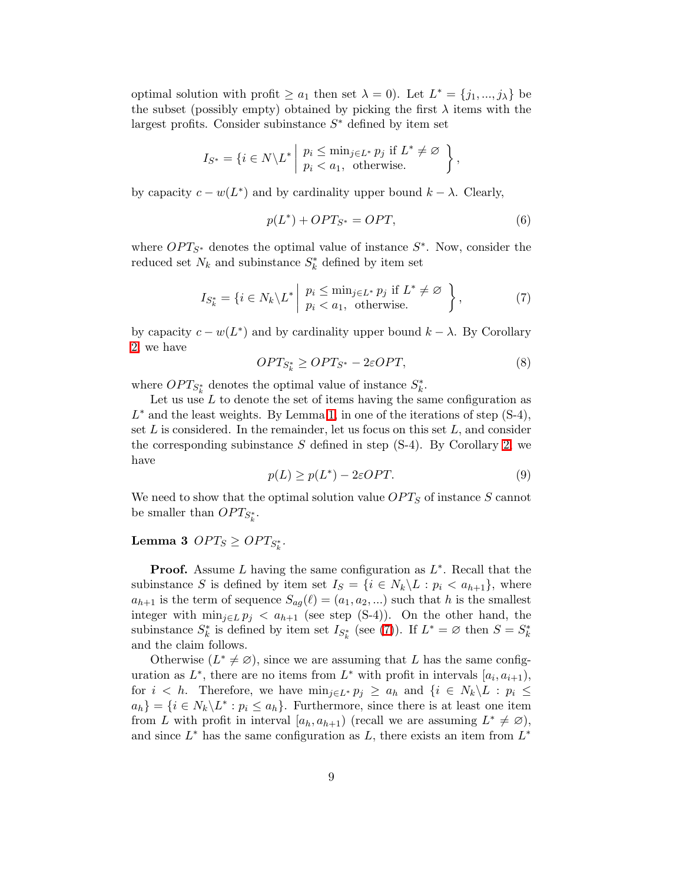optimal solution with profit $\geq a_1$ then set $\lambda = 0$). Let $L^* = \{j_1, ..., j_\lambda\}$ be the subset (possibly empty) obtained by picking the first $\lambda$ items with the largest profits. Consider subinstance $S^*$ defined by item set

$$I_{S^*} = \{i \in N \backslash L^* \left| \begin{array}{l} p_i \leq \min_{j \in L^*} p_j \text{ if } L^* \neq \varnothing \\ p_i < a_1, \text{ otherwise.} \end{array} \right\},$$

by capacity $c - w(L^*)$ and by cardinality upper bound $k - \lambda$. Clearly,

$$p(L^*) + OPT_{S^*} = OPT, \tag{6}$$

where $OPT_{S^*}$ denotes the optimal value of instance $S^*$. Now, consider the reduced set $N_k$ and subinstance $S_k^*$ defined by item set

$$I_{S_k^*} = \{i \in N_k \backslash L^* \left| \begin{array}{l} p_i \leq \min_{j \in L^*} p_j \text{ if } L^* \neq \varnothing \\ p_i < a_1, \text{ otherwise.} \end{array} \right\}, \tag{7}$$

by capacity $c - w(L^*)$ and by cardinality upper bound $k - \lambda$. By Corollary 2 we have

$$OPT_{S_k^*} \geq OPT_{S^*} - 2\varepsilon OPT, \tag{8}$$

where $OPT_{S_k^*}$ denotes the optimal value of instance $S_k^*$.

Let us use $L$ to denote the set of items having the same configuration as $L^*$ and the least weights. By Lemma 1, in one of the iterations of step (S-4), set $L$ is considered. In the remainder, let us focus on this set $L$, and consider the corresponding subinstance $S$ defined in step (S-4). By Corollary 2, we have

$$p(L) \geq p(L^*) - 2\varepsilon OPT. \tag{9}$$

We need to show that the optimal solution value $OPT_S$ of instance $S$ cannot be smaller than $OPT_{S_k^*}$.

**Lemma 3** $OPT_S \geq OPT_{S_k^*}$.

**Proof.** Assume $L$ having the same configuration as $L^*$. Recall that the subinstance $S$ is defined by item set $I_S = \{i \in N_k \backslash L : p_i < a_{h+1}\}$, where $a_{h+1}$ is the term of sequence $S_{ag}(\ell) = (a_1, a_2, ...)$ such that $h$ is the smallest integer with $\min_{j \in L} p_j < a_{h+1}$ (see step (S-4)). On the other hand, the subinstance $S_k^*$ is defined by item set $I_{S_k^*}$ (see (7)). If $L^* = \varnothing$ then $S = S_k^*$ and the claim follows.

Otherwise ($L^* \neq \varnothing$), since we are assuming that $L$ has the same configuration as $L^*$, there are no items from $L^*$ with profit in intervals $[a_i, a_{i+1})$, for $i < h$. Therefore, we have $\min_{j \in L^*} p_j \geq a_h$ and $\{i \in N_k \backslash L : p_i \leq a_h\} = \{i \in N_k \backslash L^* : p_i \leq a_h\}$. Furthermore, since there is at least one item from $L$ with profit in interval $[a_h, a_{h+1})$ (recall we are assuming $L^* \neq \varnothing$), and since $L^*$ has the same configuration as $L$, there exists an item from $L^*$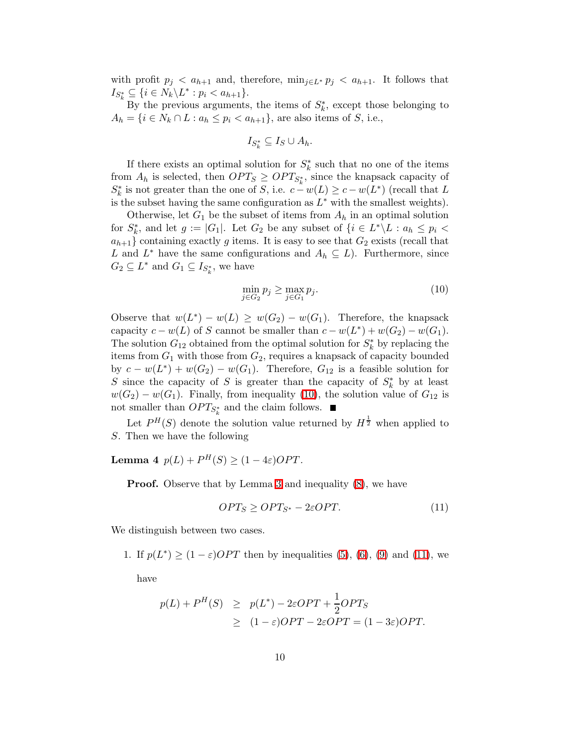with profit $p_j < a_{h+1}$ and, therefore, $\min_{j \in L^*} p_j < a_{h+1}$. It follows that $I_{S_k^*} \subseteq \{i \in N_k \backslash L^* : p_i < a_{h+1}\}$.

By the previous arguments, the items of $S_k^*$, except those belonging to $A_h = \{i \in N_k \cap L : a_h \leq p_i < a_{h+1}\}$, are also items of $S$, i.e.,

$$I_{S_k^*} \subseteq I_S \cup A_h.$$

If there exists an optimal solution for $S_k^*$ such that no one of the items from $A_h$ is selected, then $OPT_S \geq OPT_{S_k^*}$, since the knapsack capacity of $S_k^*$ is not greater than the one of $S$, i.e. $c - w(L) \geq c - w(L^*)$ (recall that $L$ is the subset having the same configuration as $L^*$ with the smallest weights).

Otherwise, let $G_1$ be the subset of items from $A_h$ in an optimal solution for $S_k^*$, and let $g := |G_1|$. Let $G_2$ be any subset of $\{i \in L^* \backslash L : a_h \leq p_i < a_{h+1}\}$ containing exactly $g$ items. It is easy to see that $G_2$ exists (recall that $L$ and $L^*$ have the same configurations and $A_h \subseteq L$). Furthermore, since $G_2 \subseteq L^*$ and $G_1 \subseteq I_{S_k^*}$, we have

$$\min_{j \in G_2} p_j \geq \max_{j \in G_1} p_j. \tag{10}$$

Observe that $w(L^*) - w(L) \geq w(G_2) - w(G_1)$. Therefore, the knapsack capacity $c - w(L)$ of $S$ cannot be smaller than $c - w(L^*) + w(G_2) - w(G_1)$. The solution $G_{12}$ obtained from the optimal solution for $S_k^*$ by replacing the items from $G_1$ with those from $G_2$, requires a knapsack of capacity bounded by $c - w(L^*) + w(G_2) - w(G_1)$. Therefore, $G_{12}$ is a feasible solution for $S$ since the capacity of $S$ is greater than the capacity of $S_k^*$ by at least $w(G_2) - w(G_1)$. Finally, from inequality (10), the solution value of $G_{12}$ is not smaller than $OPT_{S_k^*}$ and the claim follows. ■

Let $P^H(S)$ denote the solution value returned by $H^{\frac{1}{2}}$ when applied to $S$. Then we have the following

**Lemma 4** $p(L) + P^H(S) \geq (1 - 4\varepsilon)OPT$.

**Proof.** Observe that by Lemma 3 and inequality (8), we have

$$OPT_S \geq OPT_{S^*} - 2\varepsilon OPT. \tag{11}$$

We distinguish between two cases.

1. If $p(L^*) \geq (1 - \varepsilon)OPT$ then by inequalities (5), (6), (9) and (11), we have

$$\begin{aligned} p(L) + P^H(S) &\geq p(L^*) - 2\varepsilon OPT + \frac{1}{2}OPT_S \\ &\geq (1 - \varepsilon)OPT - 2\varepsilon OPT = (1 - 3\varepsilon)OPT. \end{aligned}$$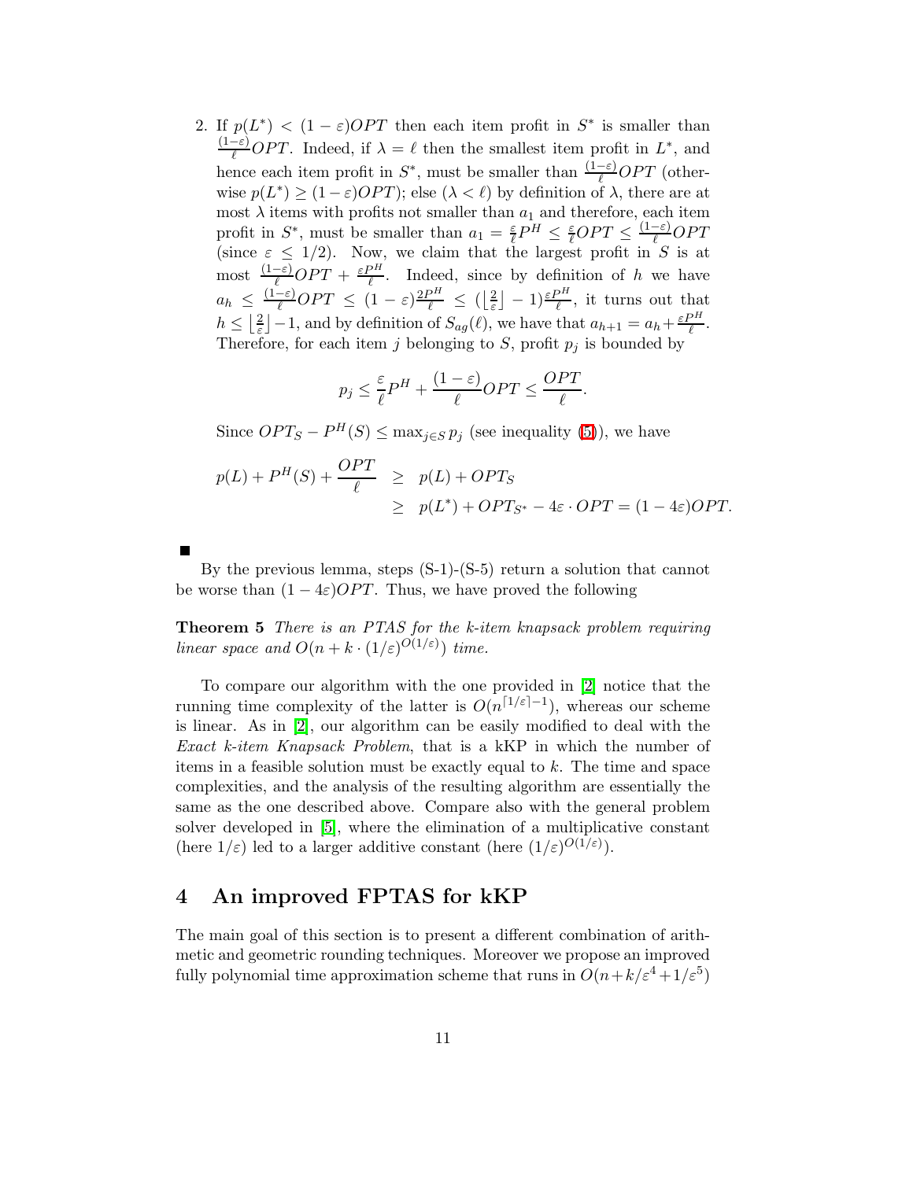2. If $p(L^*) < (1-\varepsilon)OPT$ then each item profit in $S^*$ is smaller than $\frac{(1-\varepsilon)}{\ell}OPT$. Indeed, if $\lambda = \ell$ then the smallest item profit in $L^*$, and hence each item profit in $S^*$, must be smaller than $\frac{(1-\varepsilon)}{\ell}OPT$ (otherwise $p(L^*) \geq (1-\varepsilon)OPT$); else ($\lambda < \ell$) by definition of $\lambda$, there are at most $\lambda$ items with profits not smaller than $a_1$ and therefore, each item profit in $S^*$, must be smaller than $a_1 = \frac{\varepsilon}{\ell}P^H \leq \frac{\varepsilon}{\ell}OPT \leq \frac{(1-\varepsilon)}{\ell}OPT$ (since $\varepsilon \leq 1/2$). Now, we claim that the largest profit in $S$ is at most $\frac{(1-\varepsilon)}{\ell}OPT + \frac{\varepsilon P^H}{\ell}$. Indeed, since by definition of $h$ we have $a_h \leq \frac{(1-\varepsilon)}{\ell}OPT \leq (1-\varepsilon)\frac{2P^H}{\ell} \leq (\lfloor \frac{2}{\varepsilon} \rfloor - 1)\frac{\varepsilon P^H}{\ell}$, it turns out that $h \leq \lfloor \frac{2}{\varepsilon} \rfloor - 1$, and by definition of $S_{ag}(\ell)$, we have that $a_{h+1} = a_h + \frac{\varepsilon P^H}{\ell}$. Therefore, for each item $j$ belonging to $S$, profit $p_j$ is bounded by

$$p_j \leq \frac{\varepsilon}{\ell}P^H + \frac{(1-\varepsilon)}{\ell}OPT \leq \frac{OPT}{\ell}.$$

Since $OPT_S - P^H(S) \leq \max_{j \in S} p_j$ (see inequality (5)), we have

$$\begin{aligned} p(L) + P^H(S) + \frac{OPT}{\ell} &\geq p(L) + OPT_S \\ &\geq p(L^*) + OPT_{S^*} - 4\varepsilon \cdot OPT = (1-4\varepsilon)OPT. \end{aligned}$$

■

By the previous lemma, steps (S-1)-(S-5) return a solution that cannot be worse than $(1-4\varepsilon)OPT$. Thus, we have proved the following

**Theorem 5** *There is an PTAS for the k-item knapsack problem requiring linear space and* $O(n + k \cdot (1/\varepsilon)^{O(1/\varepsilon)})$ *time.*

To compare our algorithm with the one provided in [2] notice that the running time complexity of the latter is $O(n^{\lceil 1/\varepsilon \rceil - 1})$, whereas our scheme is linear. As in [2], our algorithm can be easily modified to deal with the *Exact k-item Knapsack Problem*, that is a kKP in which the number of items in a feasible solution must be exactly equal to $k$. The time and space complexities, and the analysis of the resulting algorithm are essentially the same as the one described above. Compare also with the general problem solver developed in [5], where the elimination of a multiplicative constant (here $1/\varepsilon$) led to a larger additive constant (here $(1/\varepsilon)^{O(1/\varepsilon)}$).

## 4 An improved FPTAS for kKP

The main goal of this section is to present a different combination of arithmetic and geometric rounding techniques. Moreover we propose an improved fully polynomial time approximation scheme that runs in $O(n + k/\varepsilon^4 + 1/\varepsilon^5)$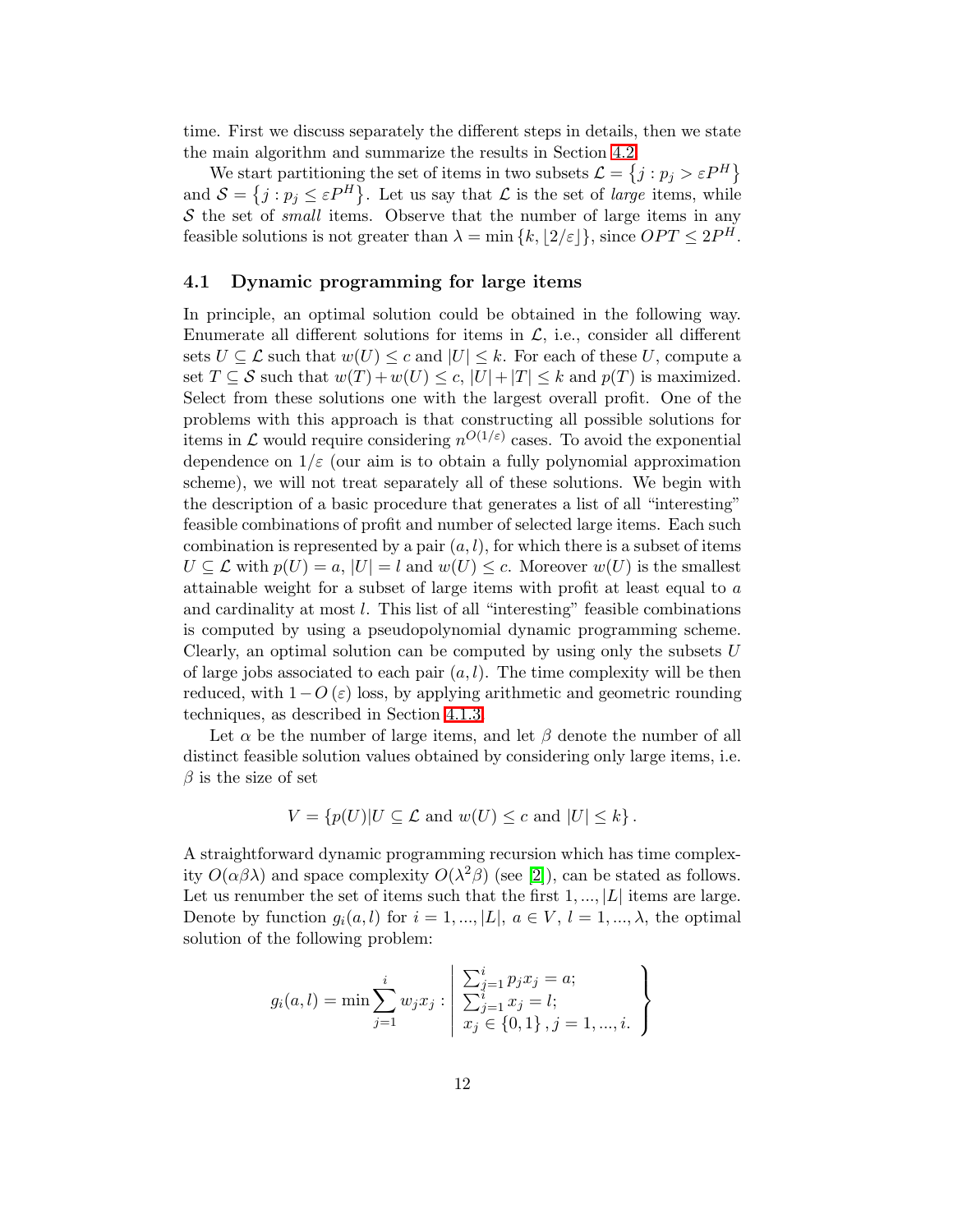time. First we discuss separately the different steps in details, then we state the main algorithm and summarize the results in Section 4.2.

We start partitioning the set of items in two subsets $\mathcal{L} = \{j : p_j > \varepsilon P^H\}$ and $\mathcal{S} = \{j : p_j \leq \varepsilon P^H\}$. Let us say that $\mathcal{L}$ is the set of *large* items, while $\mathcal{S}$ the set of *small* items. Observe that the number of large items in any feasible solutions is not greater than $\lambda = \min\{k, \lfloor 2/\varepsilon \rfloor\}$, since $OPT \leq 2P^H$.

### 4.1 Dynamic programming for large items

In principle, an optimal solution could be obtained in the following way. Enumerate all different solutions for items in $\mathcal{L}$, i.e., consider all different sets $U \subseteq \mathcal{L}$ such that $w(U) \leq c$ and $|U| \leq k$. For each of these $U$, compute a set $T \subseteq \mathcal{S}$ such that $w(T) + w(U) \leq c$, $|U| + |T| \leq k$ and $p(T)$ is maximized. Select from these solutions one with the largest overall profit. One of the problems with this approach is that constructing all possible solutions for items in $\mathcal{L}$ would require considering $n^{O(1/\varepsilon)}$ cases. To avoid the exponential dependence on $1/\varepsilon$ (our aim is to obtain a fully polynomial approximation scheme), we will not treat separately all of these solutions. We begin with the description of a basic procedure that generates a list of all "interesting" feasible combinations of profit and number of selected large items. Each such combination is represented by a pair $(a, l)$, for which there is a subset of items $U \subseteq \mathcal{L}$ with $p(U) = a$, $|U| = l$ and $w(U) \leq c$. Moreover $w(U)$ is the smallest attainable weight for a subset of large items with profit at least equal to $a$ and cardinality at most $l$. This list of all "interesting" feasible combinations is computed by using a pseudopolynomial dynamic programming scheme. Clearly, an optimal solution can be computed by using only the subsets $U$ of large jobs associated to each pair $(a, l)$. The time complexity will be then reduced, with $1 - O(\varepsilon)$ loss, by applying arithmetic and geometric rounding techniques, as described in Section 4.1.3.

Let $\alpha$ be the number of large items, and let $\beta$ denote the number of all distinct feasible solution values obtained by considering only large items, i.e. $\beta$ is the size of set

$$V = \{p(U) | U \subseteq \mathcal{L} \text{ and } w(U) \leq c \text{ and } |U| \leq k\}.$$

A straightforward dynamic programming recursion which has time complexity $O(\alpha\beta\lambda)$ and space complexity $O(\lambda^2\beta)$ (see [2]), can be stated as follows. Let us renumber the set of items such that the first $1, ..., |L|$ items are large. Denote by function $g_i(a, l)$ for $i = 1, ..., |L|$, $a \in V$, $l = 1, ..., \lambda$, the optimal solution of the following problem:

$$g_i(a, l) = \min \sum_{j=1}^{i} w_j x_j : \left| \begin{array}{l} \sum_{j=1}^{i} p_j x_j = a; \\ \sum_{j=1}^{i} x_j = l; \\ x_j \in \{0, 1\}, j = 1, ..., i. \end{array} \right\}$$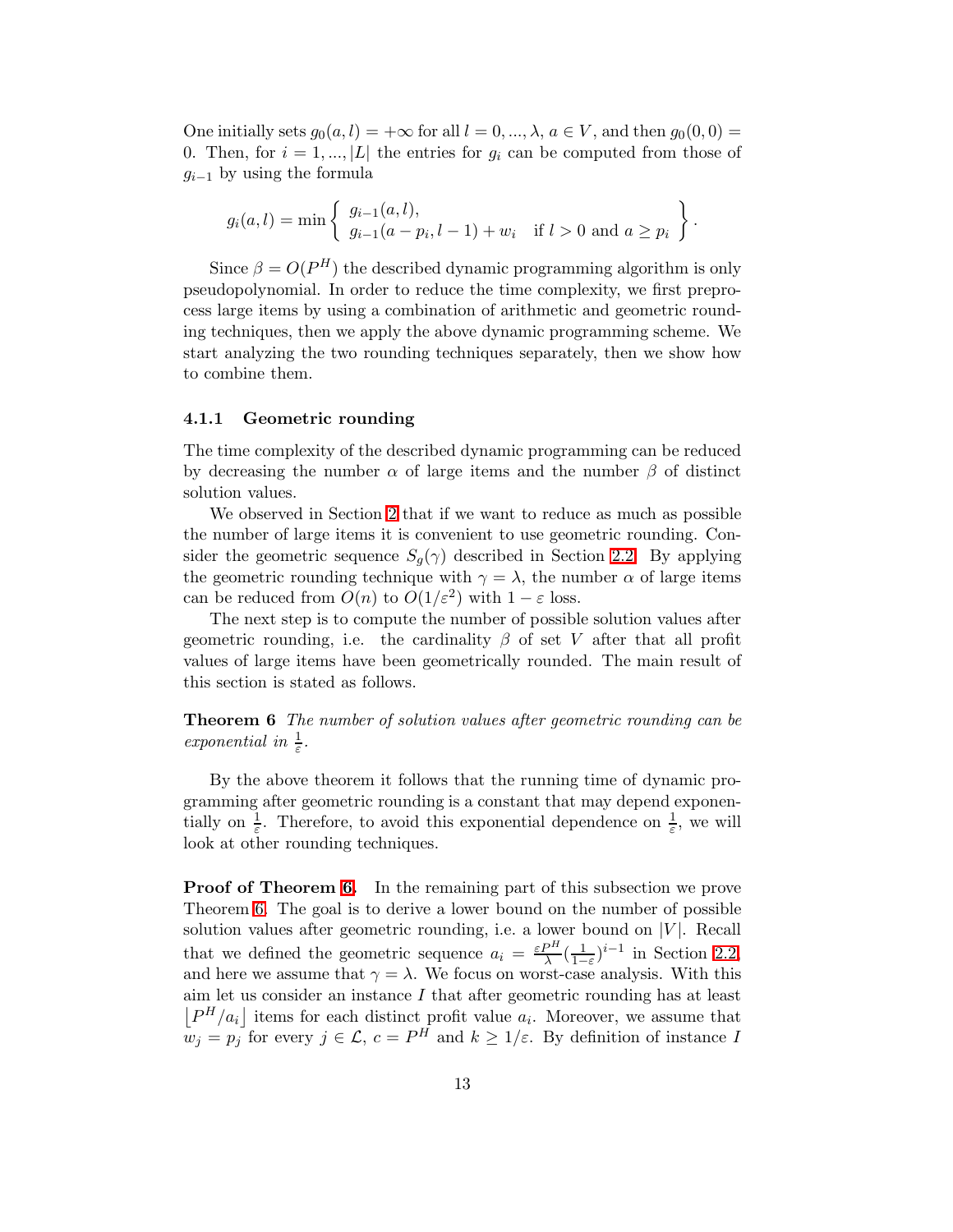One initially sets $g_0(a, l) = +\infty$ for all $l = 0, ..., \lambda$, $a \in V$, and then $g_0(0, 0) = 0$. Then, for $i = 1, ..., |L|$ the entries for $g_i$ can be computed from those of $g_{i-1}$ by using the formula

$$g_i(a, l) = \min \left\{ \begin{array}{ll} g_{i-1}(a, l), & \\ g_{i-1}(a - p_i, l - 1) + w_i & \text{if } l > 0 \text{ and } a \geq p_i \end{array} \right\}.$$

Since $\beta = O(P^H)$ the described dynamic programming algorithm is only pseudopolynomial. In order to reduce the time complexity, we first preprocess large items by using a combination of arithmetic and geometric rounding techniques, then we apply the above dynamic programming scheme. We start analyzing the two rounding techniques separately, then we show how to combine them.

### 4.1.1 Geometric rounding

The time complexity of the described dynamic programming can be reduced by decreasing the number $\alpha$ of large items and the number $\beta$ of distinct solution values.

We observed in Section 2 that if we want to reduce as much as possible the number of large items it is convenient to use geometric rounding. Consider the geometric sequence $S_g(\gamma)$ described in Section 2.2. By applying the geometric rounding technique with $\gamma = \lambda$, the number $\alpha$ of large items can be reduced from $O(n)$ to $O(1/\varepsilon^2)$ with $1 - \varepsilon$ loss.

The next step is to compute the number of possible solution values after geometric rounding, i.e. the cardinality $\beta$ of set $V$ after that all profit values of large items have been geometrically rounded. The main result of this section is stated as follows.

**Theorem 6** *The number of solution values after geometric rounding can be exponential in* $\frac{1}{\varepsilon}$.

By the above theorem it follows that the running time of dynamic programming after geometric rounding is a constant that may depend exponentially on $\frac{1}{\varepsilon}$. Therefore, to avoid this exponential dependence on $\frac{1}{\varepsilon}$, we will look at other rounding techniques.

**Proof of Theorem 6.** In the remaining part of this subsection we prove Theorem 6. The goal is to derive a lower bound on the number of possible solution values after geometric rounding, i.e. a lower bound on $|V|$. Recall that we defined the geometric sequence $a_i = \frac{\varepsilon P^H}{\lambda}(\frac{1}{1-\varepsilon})^{i-1}$ in Section 2.2, and here we assume that $\gamma = \lambda$. We focus on worst-case analysis. With this aim let us consider an instance $I$ that after geometric rounding has at least $\lfloor P^H/a_i \rfloor$ items for each distinct profit value $a_i$. Moreover, we assume that $w_j = p_j$ for every $j \in \mathcal{L}$, $c = P^H$ and $k \geq 1/\varepsilon$. By definition of instance $I$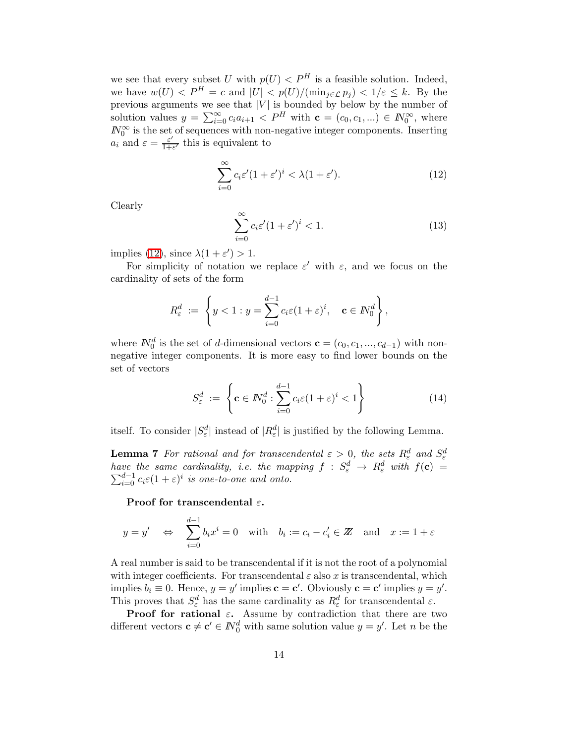we see that every subset $U$ with $p(U) < P^H$ is a feasible solution. Indeed, we have $w(U) < P^H = c$ and $|U| < p(U)/(\min_{j \in \mathcal{L}} p_j) < 1/\varepsilon \leq k$. By the previous arguments we see that $|V|$ is bounded by below by the number of solution values $y = \sum_{i=0}^{\infty} c_i a_{i+1} < P^H$ with $\mathbf{c} = (c_0, c_1, ...) \in \mathbb{N}_0^{\infty}$, where $\mathbb{N}_0^{\infty}$ is the set of sequences with non-negative integer components. Inserting $a_i$ and $\varepsilon = \frac{\varepsilon'}{1+\varepsilon'}$ this is equivalent to

$$\sum_{i=0}^{\infty} c_i \varepsilon' (1 + \varepsilon')^i < \lambda (1 + \varepsilon'). \tag{12}$$

Clearly

$$\sum_{i=0}^{\infty} c_i \varepsilon' (1 + \varepsilon')^i < 1. \tag{13}$$

implies (12), since $\lambda(1 + \varepsilon') > 1$.

For simplicity of notation we replace $\varepsilon'$ with $\varepsilon$, and we focus on the cardinality of sets of the form

$$R_\varepsilon^d := \left\{ y < 1 : y = \sum_{i=0}^{d-1} c_i \varepsilon (1 + \varepsilon)^i, \quad \mathbf{c} \in \mathbb{N}_0^d \right\},$$

where $\mathbb{N}_0^d$ is the set of $d$-dimensional vectors $\mathbf{c} = (c_0, c_1, ..., c_{d-1})$ with non-negative integer components. It is more easy to find lower bounds on the set of vectors

$$S_\varepsilon^d := \left\{ \mathbf{c} \in \mathbb{N}_0^d : \sum_{i=0}^{d-1} c_i \varepsilon (1 + \varepsilon)^i < 1 \right\} \tag{14}$$

itself. To consider $|S_\varepsilon^d|$ instead of $|R_\varepsilon^d|$ is justified by the following Lemma.

**Lemma 7** *For rational and for transcendental $\varepsilon > 0$, the sets $R_\varepsilon^d$ and $S_\varepsilon^d$ have the same cardinality, i.e. the mapping $f : S_\varepsilon^d \to R_\varepsilon^d$ with $f(\mathbf{c}) = \sum_{i=0}^{d-1} c_i \varepsilon (1 + \varepsilon)^i$ is one-to-one and onto.*

**Proof for transcendental $\varepsilon$.**

$$y = y' \quad \Leftrightarrow \quad \sum_{i=0}^{d-1} b_i x^i = 0 \quad \text{with} \quad b_i := c_i - c_i' \in \mathbb{Z} \quad \text{and} \quad x := 1 + \varepsilon$$

A real number is said to be transcendental if it is not the root of a polynomial with integer coefficients. For transcendental $\varepsilon$ also $x$ is transcendental, which implies $b_i \equiv 0$. Hence, $y = y'$ implies $\mathbf{c} = \mathbf{c}'$. Obviously $\mathbf{c} = \mathbf{c}'$ implies $y = y'$. This proves that $S_\varepsilon^d$ has the same cardinality as $R_\varepsilon^d$ for transcendental $\varepsilon$.

**Proof for rational $\varepsilon$.** Assume by contradiction that there are two different vectors $\mathbf{c} \neq \mathbf{c}' \in \mathbb{N}_0^d$ with same solution value $y = y'$. Let $n$ be the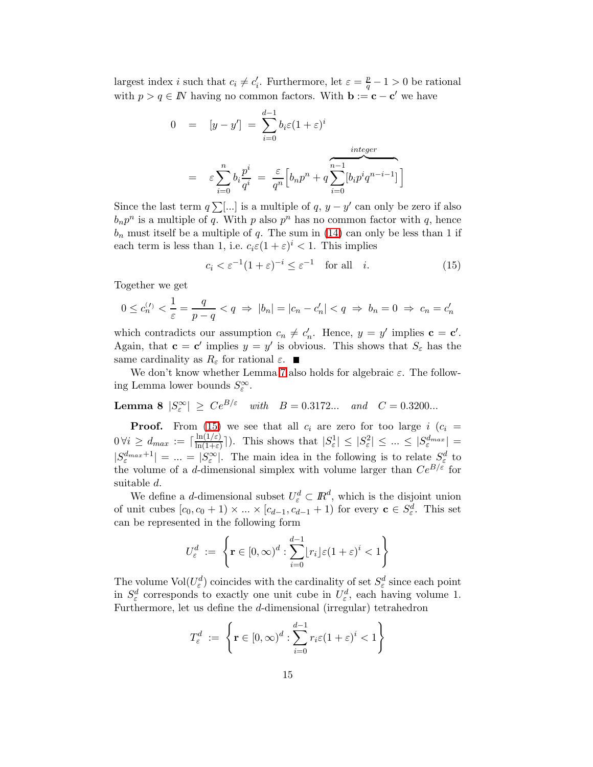largest index $i$ such that $c_i \neq c'_i$. Furthermore, let $\varepsilon = \frac{p}{q} - 1 > 0$ be rational with $p > q \in I\!N$ having no common factors. With $\mathbf{b} := \mathbf{c} - \mathbf{c}'$ we have

$$
\begin{aligned}
0 \;&=\; [y - y'] \;=\; \sum_{i=0}^{d-1} b_i \varepsilon (1+\varepsilon)^i \\
&=\; \varepsilon \sum_{i=0}^{n} b_i \frac{p^i}{q^i} \;=\; \frac{\varepsilon}{q^n}\Big[ b_n p^n + q \overbrace{\sum_{i=0}^{n-1} [b_i p^i q^{n-i-1}]}^{integer} \Big]
\end{aligned}
$$

Since the last term $q \sum [...]$ is a multiple of $q$, $y - y'$ can only be zero if also $b_n p^n$ is a multiple of $q$. With $p$ also $p^n$ has no common factor with $q$, hence $b_n$ must itself be a multiple of $q$. The sum in (14) can only be less than 1 if each term is less than 1, i.e. $c_i \varepsilon (1+\varepsilon)^i < 1$. This implies

$$
c_i < \varepsilon^{-1} (1+\varepsilon)^{-i} \leq \varepsilon^{-1} \quad \text{for all} \quad i. \tag{15}
$$

Together we get

$$
0 \leq c_n^{(\prime)} < \frac{1}{\varepsilon} = \frac{q}{p-q} < q \;\Rightarrow\; |b_n| = |c_n - c'_n| < q \;\Rightarrow\; b_n = 0 \;\Rightarrow\; c_n = c'_n
$$

which contradicts our assumption $c_n \neq c'_n$. Hence, $y = y'$ implies $\mathbf{c} = \mathbf{c}'$. Again, that $\mathbf{c} = \mathbf{c}'$ implies $y = y'$ is obvious. This shows that $S_\varepsilon$ has the same cardinality as $R_\varepsilon$ for rational $\varepsilon$. ■

We don't know whether Lemma 7 also holds for algebraic $\varepsilon$. The following Lemma lower bounds $S_\varepsilon^\infty$.

**Lemma 8** $|S_\varepsilon^\infty| \;\geq\; C e^{B/\varepsilon}$ *with* $B = 0.3172...$ *and* $C = 0.3200...$

**Proof.** From (15) we see that all $c_i$ are zero for too large $i$ ($c_i = 0 \,\forall i \geq d_{max} := \lceil \frac{\ln(1/\varepsilon)}{\ln(1+\varepsilon)} \rceil$). This shows that $|S_\varepsilon^1| \leq |S_\varepsilon^2| \leq ... \leq |S_\varepsilon^{d_{max}}| = |S_\varepsilon^{d_{max}+1}| = ... = |S_\varepsilon^\infty|$. The main idea in the following is to relate $S_\varepsilon^d$ to the volume of a $d$-dimensional simplex with volume larger than $C e^{B/\varepsilon}$ for suitable $d$.

We define a $d$-dimensional subset $U_\varepsilon^d \subset I\!R^d$, which is the disjoint union of unit cubes $[c_0, c_0+1) \times ... \times [c_{d-1}, c_{d-1}+1)$ for every $\mathbf{c} \in S_\varepsilon^d$. This set can be represented in the following form

$$
U_\varepsilon^d \;:=\; \left\{ \mathbf{r} \in [0,\infty)^d : \sum_{i=0}^{d-1} \lfloor r_i \rfloor \varepsilon (1+\varepsilon)^i < 1 \right\}
$$

The volume $\text{Vol}(U_\varepsilon^d)$ coincides with the cardinality of set $S_\varepsilon^d$ since each point in $S_\varepsilon^d$ corresponds to exactly one unit cube in $U_\varepsilon^d$, each having volume 1. Furthermore, let us define the $d$-dimensional (irregular) tetrahedron

$$
T_\varepsilon^d \;:=\; \left\{ \mathbf{r} \in [0,\infty)^d : \sum_{i=0}^{d-1} r_i \varepsilon (1+\varepsilon)^i < 1 \right\}
$$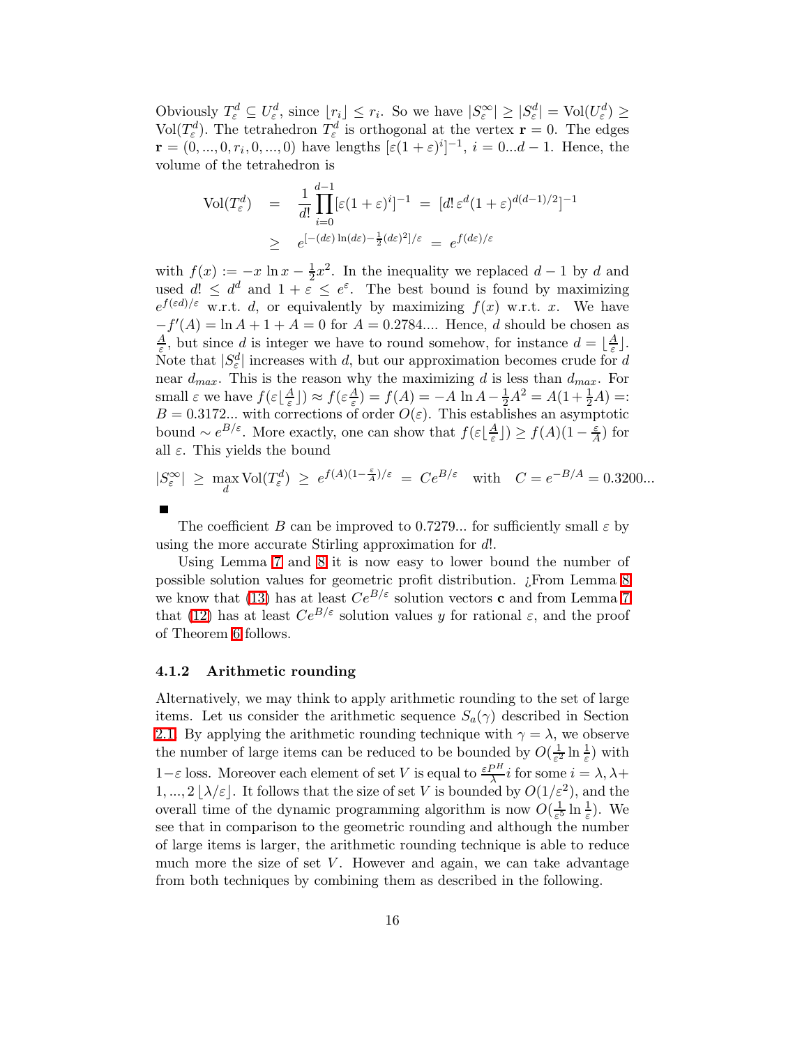Obviously $T_\varepsilon^d \subseteq U_\varepsilon^d$, since $\lfloor r_i \rfloor \le r_i$. So we have $|S_\varepsilon^\infty| \ge |S_\varepsilon^d| = \text{Vol}(U_\varepsilon^d) \ge \text{Vol}(T_\varepsilon^d)$. The tetrahedron $T_\varepsilon^d$ is orthogonal at the vertex $\mathbf{r} = 0$. The edges $\mathbf{r} = (0, ..., 0, r_i, 0, ..., 0)$ have lengths $[\varepsilon(1+\varepsilon)^i]^{-1}$, $i = 0...d-1$. Hence, the volume of the tetrahedron is

$$
\begin{aligned}
\text{Vol}(T_\varepsilon^d) &= \frac{1}{d!}\prod_{i=0}^{d-1}[\varepsilon(1+\varepsilon)^i]^{-1} \;=\; [d!\,\varepsilon^d(1+\varepsilon)^{d(d-1)/2}]^{-1} \\
&\ge e^{[-(d\varepsilon)\ln(d\varepsilon)-\frac{1}{2}(d\varepsilon)^2]/\varepsilon} \;=\; e^{f(d\varepsilon)/\varepsilon}
\end{aligned}
$$

with $f(x) := -x\ln x - \frac{1}{2}x^2$. In the inequality we replaced $d-1$ by $d$ and used $d! \le d^d$ and $1+\varepsilon \le e^\varepsilon$. The best bound is found by maximizing $e^{f(\varepsilon d)/\varepsilon}$ w.r.t. $d$, or equivalently by maximizing $f(x)$ w.r.t. $x$. We have $-f'(A) = \ln A + 1 + A = 0$ for $A = 0.2784...$. Hence, $d$ should be chosen as $\frac{A}{\varepsilon}$, but since $d$ is integer we have to round somehow, for instance $d = \lfloor \frac{A}{\varepsilon} \rfloor$. Note that $|S_\varepsilon^d|$ increases with $d$, but our approximation becomes crude for $d$ near $d_{max}$. This is the reason why the maximizing $d$ is less than $d_{max}$. For small $\varepsilon$ we have $f(\varepsilon\lfloor \frac{A}{\varepsilon} \rfloor) \approx f(\varepsilon\frac{A}{\varepsilon}) = f(A) = -A\ln A - \frac{1}{2}A^2 = A(1+\frac{1}{2}A) =: B = 0.3172...$ with corrections of order $O(\varepsilon)$. This establishes an asymptotic bound $\sim e^{B/\varepsilon}$. More exactly, one can show that $f(\varepsilon\lfloor \frac{A}{\varepsilon} \rfloor) \ge f(A)(1-\frac{\varepsilon}{A})$ for all $\varepsilon$. This yields the bound

$$
|S_\varepsilon^\infty| \;\ge\; \max_d \text{Vol}(T_\varepsilon^d) \;\ge\; e^{f(A)(1-\frac{\varepsilon}{A})/\varepsilon} \;=\; Ce^{B/\varepsilon} \quad \text{with} \quad C = e^{-B/A} = 0.3200...
$$

■

The coefficient $B$ can be improved to 0.7279... for sufficiently small $\varepsilon$ by using the more accurate Stirling approximation for $d!$.

Using Lemma 7 and 8 it is now easy to lower bound the number of possible solution values for geometric profit distribution. ¿From Lemma 8 we know that (13) has at least $Ce^{B/\varepsilon}$ solution vectors $\mathbf{c}$ and from Lemma 7 that (12) has at least $Ce^{B/\varepsilon}$ solution values $y$ for rational $\varepsilon$, and the proof of Theorem 6 follows.

### 4.1.2 Arithmetic rounding

Alternatively, we may think to apply arithmetic rounding to the set of large items. Let us consider the arithmetic sequence $S_a(\gamma)$ described in Section 2.1. By applying the arithmetic rounding technique with $\gamma = \lambda$, we observe the number of large items can be reduced to be bounded by $O(\frac{1}{\varepsilon^2}\ln\frac{1}{\varepsilon})$ with $1-\varepsilon$ loss. Moreover each element of set $V$ is equal to $\frac{\varepsilon P^H}{\lambda}i$ for some $i = \lambda, \lambda+1, ..., 2\lfloor \lambda/\varepsilon \rfloor$. It follows that the size of set $V$ is bounded by $O(1/\varepsilon^2)$, and the overall time of the dynamic programming algorithm is now $O(\frac{1}{\varepsilon^5}\ln\frac{1}{\varepsilon})$. We see that in comparison to the geometric rounding and although the number of large items is larger, the arithmetic rounding technique is able to reduce much more the size of set $V$. However and again, we can take advantage from both techniques by combining them as described in the following.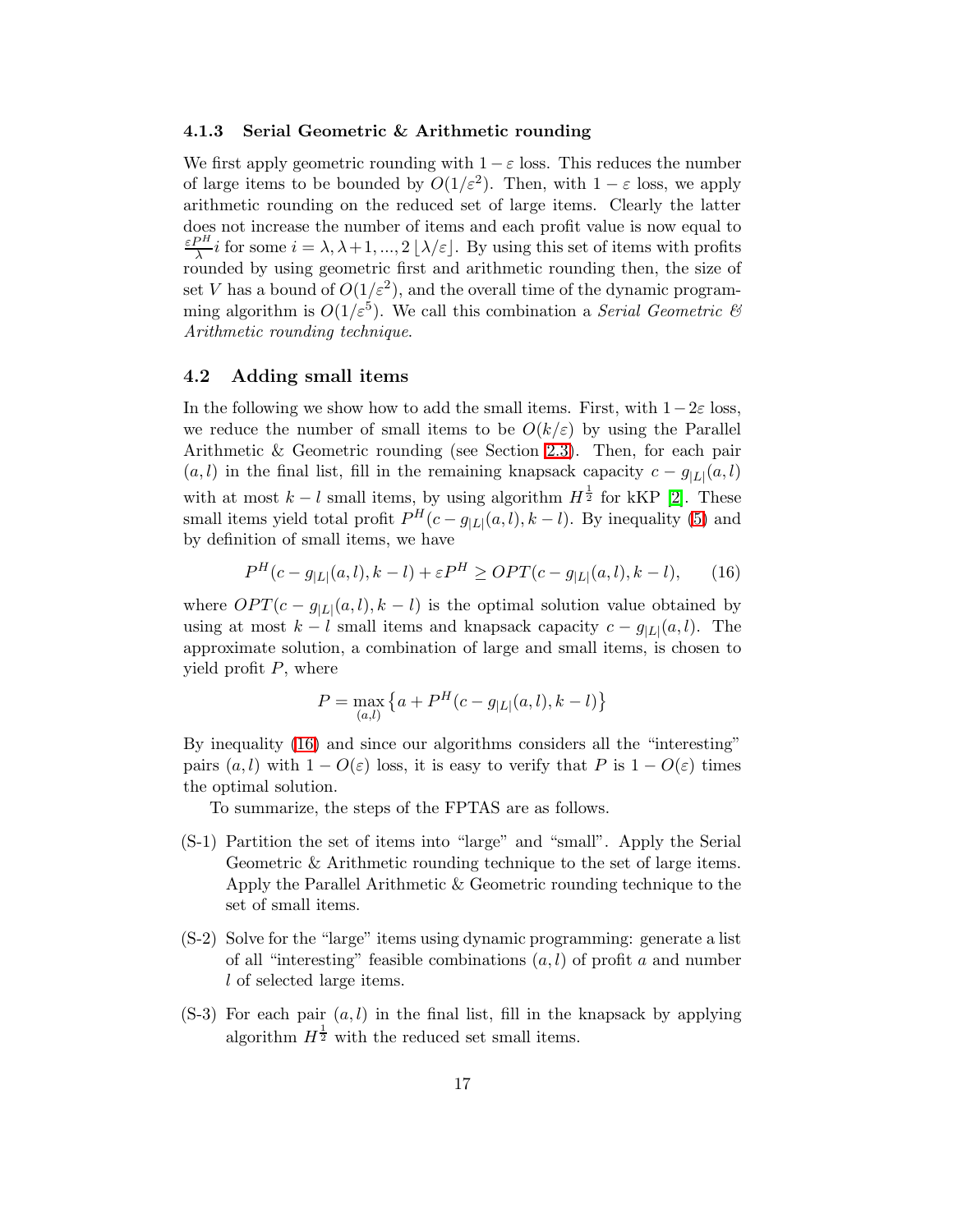### 4.1.3 Serial Geometric & Arithmetic rounding

We first apply geometric rounding with $1-\varepsilon$ loss. This reduces the number of large items to be bounded by $O(1/\varepsilon^2)$. Then, with $1-\varepsilon$ loss, we apply arithmetic rounding on the reduced set of large items. Clearly the latter does not increase the number of items and each profit value is now equal to $\frac{\varepsilon P^H}{\lambda} i$ for some $i = \lambda, \lambda+1, ..., 2\lfloor \lambda/\varepsilon \rfloor$. By using this set of items with profits rounded by using geometric first and arithmetic rounding then, the size of set $V$ has a bound of $O(1/\varepsilon^2)$, and the overall time of the dynamic programming algorithm is $O(1/\varepsilon^5)$. We call this combination a *Serial Geometric & Arithmetic rounding technique*.

## 4.2 Adding small items

In the following we show how to add the small items. First, with $1-2\varepsilon$ loss, we reduce the number of small items to be $O(k/\varepsilon)$ by using the Parallel Arithmetic & Geometric rounding (see Section 2.3). Then, for each pair $(a, l)$ in the final list, fill in the remaining knapsack capacity $c - g_{|L|}(a, l)$ with at most $k - l$ small items, by using algorithm $H^{\frac{1}{2}}$ for kKP [2]. These small items yield total profit $P^H(c - g_{|L|}(a, l), k - l)$. By inequality (5) and by definition of small items, we have

$$P^H(c - g_{|L|}(a, l), k - l) + \varepsilon P^H \geq OPT(c - g_{|L|}(a, l), k - l), \tag{16}$$

where $OPT(c - g_{|L|}(a, l), k - l)$ is the optimal solution value obtained by using at most $k - l$ small items and knapsack capacity $c - g_{|L|}(a, l)$. The approximate solution, a combination of large and small items, is chosen to yield profit $P$, where

$$P = \max_{(a,l)} \left\{ a + P^H(c - g_{|L|}(a, l), k - l) \right\}$$

By inequality (16) and since our algorithms considers all the "interesting" pairs $(a, l)$ with $1 - O(\varepsilon)$ loss, it is easy to verify that $P$ is $1 - O(\varepsilon)$ times the optimal solution.

To summarize, the steps of the FPTAS are as follows.

- (S-1) Partition the set of items into "large" and "small". Apply the Serial Geometric & Arithmetic rounding technique to the set of large items. Apply the Parallel Arithmetic & Geometric rounding technique to the set of small items.
- (S-2) Solve for the "large" items using dynamic programming: generate a list of all "interesting" feasible combinations $(a, l)$ of profit $a$ and number $l$ of selected large items.
- (S-3) For each pair $(a, l)$ in the final list, fill in the knapsack by applying algorithm $H^{\frac{1}{2}}$ with the reduced set small items.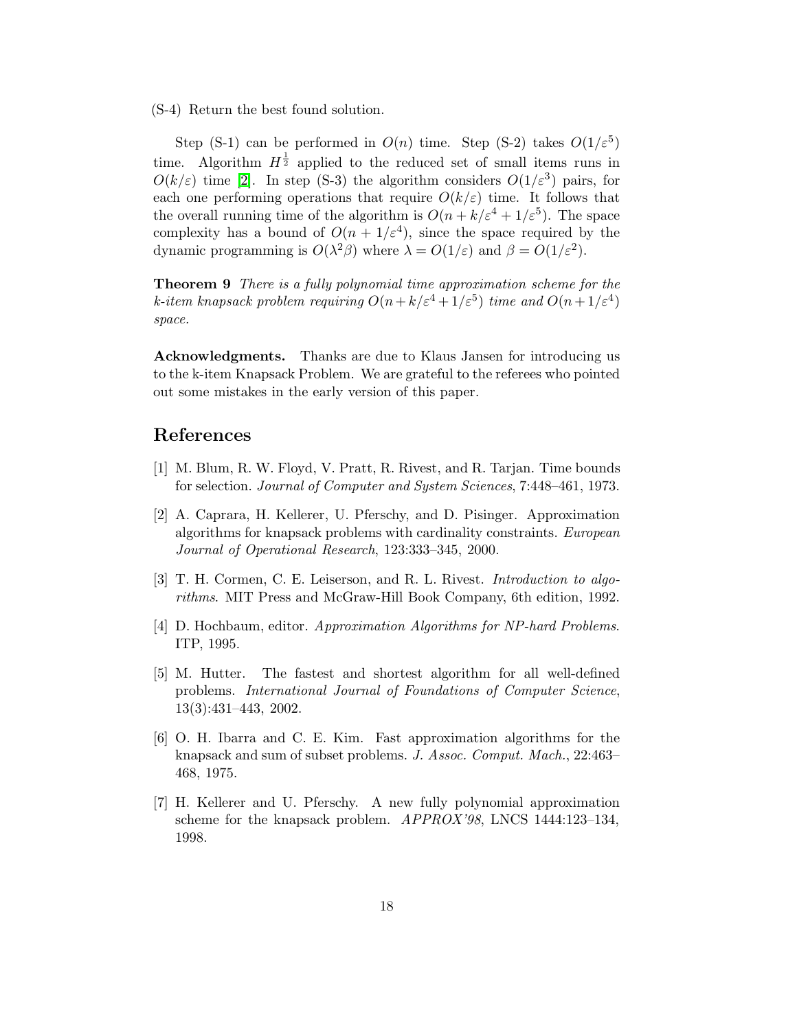(S-4) Return the best found solution.

Step (S-1) can be performed in $O(n)$ time. Step (S-2) takes $O(1/\varepsilon^5)$ time. Algorithm $H^{\frac{1}{2}}$ applied to the reduced set of small items runs in $O(k/\varepsilon)$ time [2]. In step (S-3) the algorithm considers $O(1/\varepsilon^3)$ pairs, for each one performing operations that require $O(k/\varepsilon)$ time. It follows that the overall running time of the algorithm is $O(n + k/\varepsilon^4 + 1/\varepsilon^5)$. The space complexity has a bound of $O(n + 1/\varepsilon^4)$, since the space required by the dynamic programming is $O(\lambda^2\beta)$ where $\lambda = O(1/\varepsilon)$ and $\beta = O(1/\varepsilon^2)$.

**Theorem 9** *There is a fully polynomial time approximation scheme for the k-item knapsack problem requiring $O(n+k/\varepsilon^4+1/\varepsilon^5)$ time and $O(n+1/\varepsilon^4)$ space.*

**Acknowledgments.** Thanks are due to Klaus Jansen for introducing us to the k-item Knapsack Problem. We are grateful to the referees who pointed out some mistakes in the early version of this paper.

## References

[1] M. Blum, R. W. Floyd, V. Pratt, R. Rivest, and R. Tarjan. Time bounds for selection. *Journal of Computer and System Sciences*, 7:448–461, 1973.

[2] A. Caprara, H. Kellerer, U. Pferschy, and D. Pisinger. Approximation algorithms for knapsack problems with cardinality constraints. *European Journal of Operational Research*, 123:333–345, 2000.

[3] T. H. Cormen, C. E. Leiserson, and R. L. Rivest. *Introduction to algorithms*. MIT Press and McGraw-Hill Book Company, 6th edition, 1992.

[4] D. Hochbaum, editor. *Approximation Algorithms for NP-hard Problems*. ITP, 1995.

[5] M. Hutter. The fastest and shortest algorithm for all well-defined problems. *International Journal of Foundations of Computer Science*, 13(3):431–443, 2002.

[6] O. H. Ibarra and C. E. Kim. Fast approximation algorithms for the knapsack and sum of subset problems. *J. Assoc. Comput. Mach.*, 22:463–468, 1975.

[7] H. Kellerer and U. Pferschy. A new fully polynomial approximation scheme for the knapsack problem. *APPROX'98*, LNCS 1444:123–134, 1998.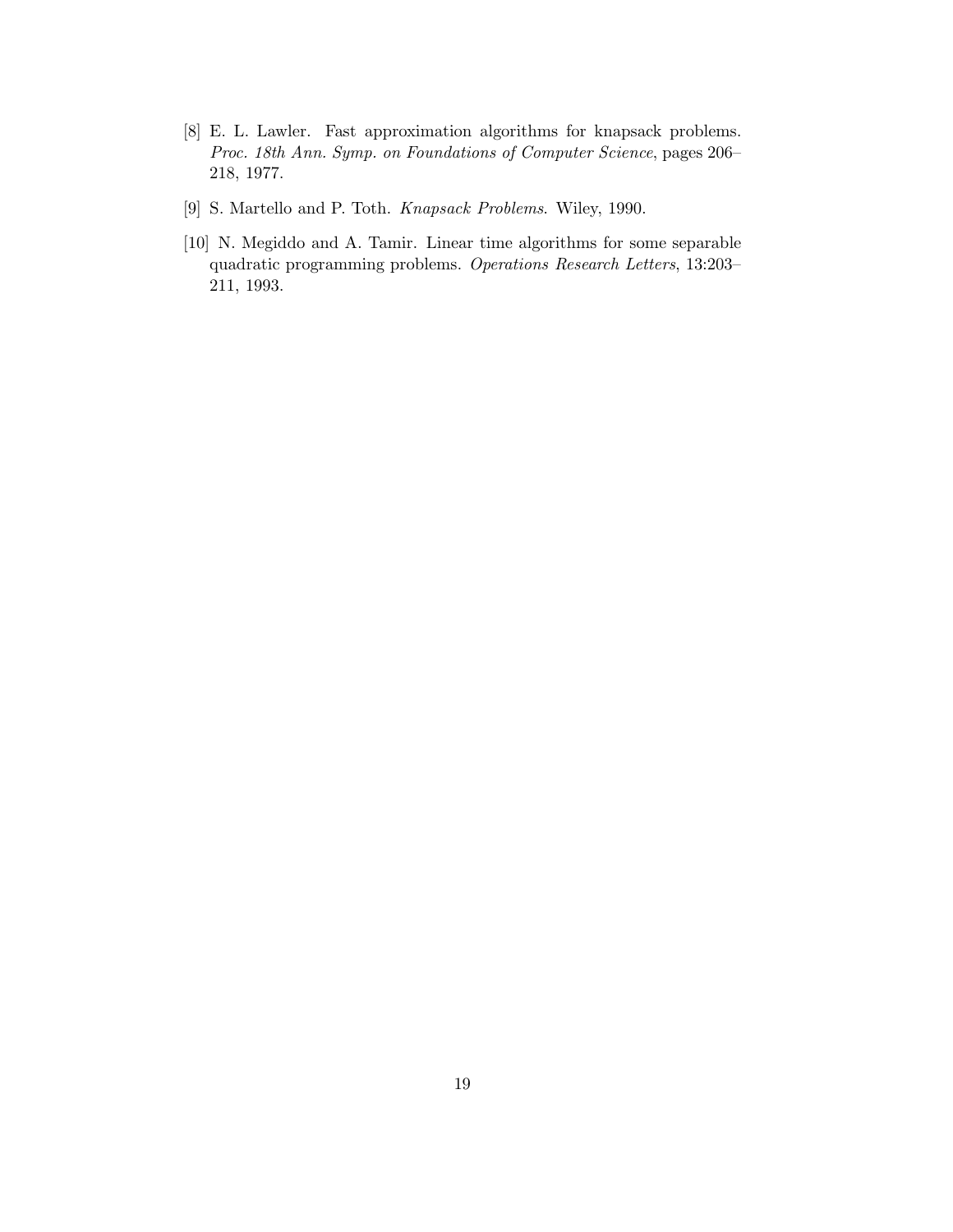[8] E. L. Lawler. Fast approximation algorithms for knapsack problems. *Proc. 18th Ann. Symp. on Foundations of Computer Science*, pages 206–218, 1977.

[9] S. Martello and P. Toth. *Knapsack Problems*. Wiley, 1990.

[10] N. Megiddo and A. Tamir. Linear time algorithms for some separable quadratic programming problems. *Operations Research Letters*, 13:203–211, 1993.